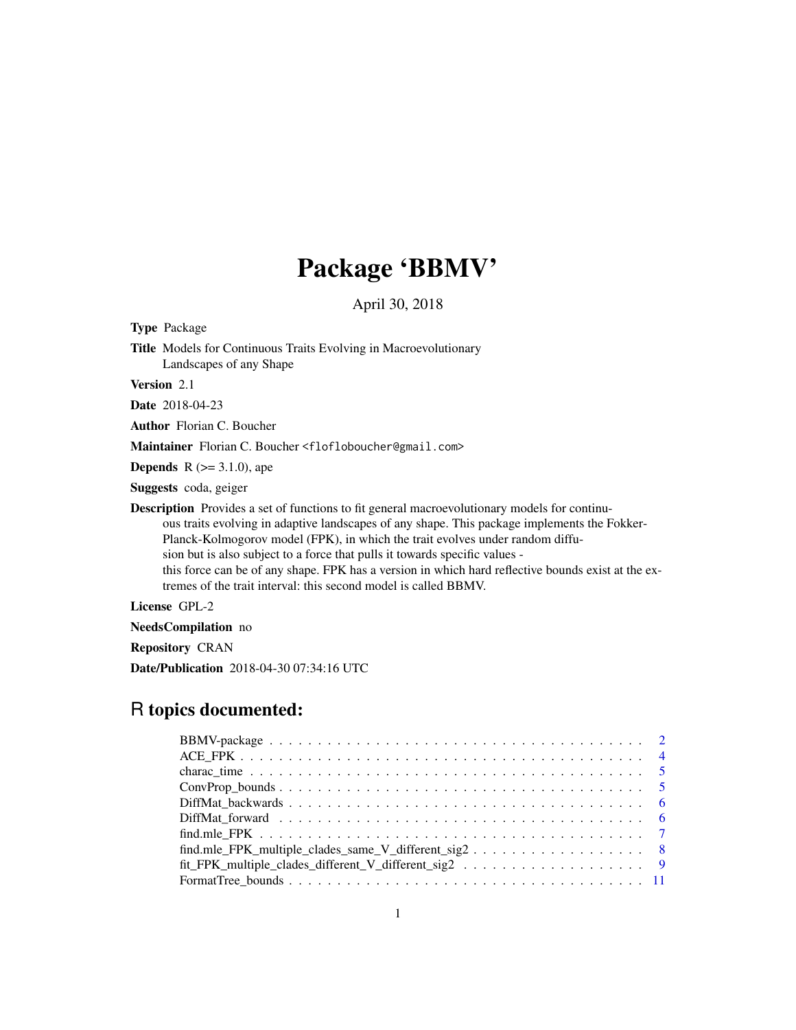# Package 'BBMV'

April 30, 2018

**Type** Package

**Title** Models for Continuous Traits Evolving in Macroevolutionary Landscapes of any Shape

**Version** 2.1

**Date** 2018-04-23

**Author** Florian C. Boucher

**Maintainer** Florian C. Boucher <floflobboucher@gmail.com>

**Depends** R (>= 3.1.0), ape

**Suggests** coda, geiger

**Description** Provides a set of functions to fit general macroevolutionary models for continuous traits evolving in adaptive landscapes of any shape. This package implements the Fokker-Planck-Kolmogorov model (FPK), in which the trait evolves under random diffusion but is also subject to a force that pulls it towards specific values - this force can be of any shape. FPK has a version in which hard reflective bounds exist at the extremes of the trait interval: this second model is called BBMV.

**License** GPL-2

**NeedsCompilation** no

**Repository** CRAN

**Date/Publication** 2018-04-30 07:34:16 UTC

## R topics documented:

- BBMV-package . . . . . . . . . . . . . . . . . . . . . . . . . . . . . . . . . . . . . . . . 2
- ACE_FPK . . . . . . . . . . . . . . . . . . . . . . . . . . . . . . . . . . . . . . . . . . 4
- charac_time . . . . . . . . . . . . . . . . . . . . . . . . . . . . . . . . . . . . . . . . . 5
- ConvProp_bounds . . . . . . . . . . . . . . . . . . . . . . . . . . . . . . . . . . . . . . 5
- DiffMat_backwards . . . . . . . . . . . . . . . . . . . . . . . . . . . . . . . . . . . . . 6
- DiffMat_forward . . . . . . . . . . . . . . . . . . . . . . . . . . . . . . . . . . . . . . . 6
- find.mle_FPK . . . . . . . . . . . . . . . . . . . . . . . . . . . . . . . . . . . . . . . . 7
- find.mle_FPK_multiple_clades_same_V_different_sig2 . . . . . . . . . . . . . . . . . . . 8
- fit_FPK_multiple_clades_different_V_different_sig2 . . . . . . . . . . . . . . . . . . . . 9
- FormatTree_bounds . . . . . . . . . . . . . . . . . . . . . . . . . . . . . . . . . . . . . 11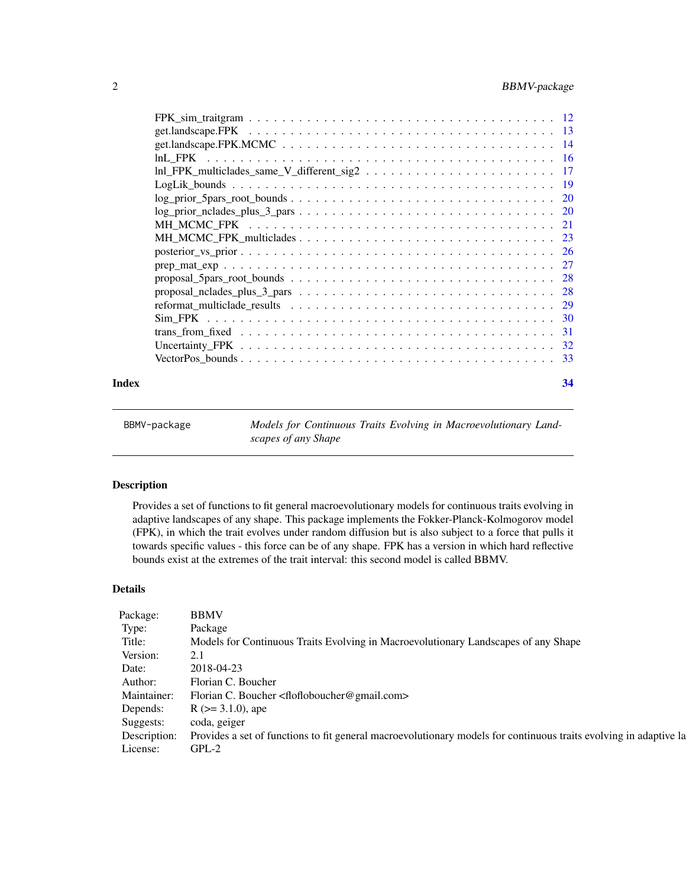FPK_sim_traitgram . . . . . . . . . . . . . . . . . . . . . . . . . . . . . . . . . . . 12
get.landscape.FPK . . . . . . . . . . . . . . . . . . . . . . . . . . . . . . . . . . . 13
get.landscape.FPK.MCMC . . . . . . . . . . . . . . . . . . . . . . . . . . . . . . . 14
lnL_FPK . . . . . . . . . . . . . . . . . . . . . . . . . . . . . . . . . . . . . . . . 16
lnl_FPK_multiclades_same_V_different_sig2 . . . . . . . . . . . . . . . . . . . . . 17
LogLik_bounds . . . . . . . . . . . . . . . . . . . . . . . . . . . . . . . . . . . . . 19
log_prior_5pars_root_bounds . . . . . . . . . . . . . . . . . . . . . . . . . . . . . 20
log_prior_nclades_plus_3_pars . . . . . . . . . . . . . . . . . . . . . . . . . . . . 20
MH_MCMC_FPK . . . . . . . . . . . . . . . . . . . . . . . . . . . . . . . . . . . . 21
MH_MCMC_FPK_multiclades . . . . . . . . . . . . . . . . . . . . . . . . . . . . . 23
posterior_vs_prior . . . . . . . . . . . . . . . . . . . . . . . . . . . . . . . . . . . 26
prep_mat_exp . . . . . . . . . . . . . . . . . . . . . . . . . . . . . . . . . . . . . . 27
proposal_5pars_root_bounds . . . . . . . . . . . . . . . . . . . . . . . . . . . . . . 28
proposal_nclades_plus_3_pars . . . . . . . . . . . . . . . . . . . . . . . . . . . . . 28
reformat_multiclade_results . . . . . . . . . . . . . . . . . . . . . . . . . . . . . . 29
Sim_FPK . . . . . . . . . . . . . . . . . . . . . . . . . . . . . . . . . . . . . . . . 30
trans_from_fixed . . . . . . . . . . . . . . . . . . . . . . . . . . . . . . . . . . . . 31
Uncertainty_FPK . . . . . . . . . . . . . . . . . . . . . . . . . . . . . . . . . . . . 32
VectorPos_bounds . . . . . . . . . . . . . . . . . . . . . . . . . . . . . . . . . . . . 33

**Index** **34**

---

BBMV-package *Models for Continuous Traits Evolving in Macroevolutionary Landscapes of any Shape*

---

## Description

Provides a set of functions to fit general macroevolutionary models for continuous traits evolving in adaptive landscapes of any shape. This package implements the Fokker-Planck-Kolmogorov model (FPK), in which the trait evolves under random diffusion but is also subject to a force that pulls it towards specific values - this force can be of any shape. FPK has a version in which hard reflective bounds exist at the extremes of the trait interval: this second model is called BBMV.

## Details

| | |
|---|---|
| Package: | BBMV |
| Type: | Package |
| Title: | Models for Continuous Traits Evolving in Macroevolutionary Landscapes of any Shape |
| Version: | 2.1 |
| Date: | 2018-04-23 |
| Author: | Florian C. Boucher |
| Maintainer: | Florian C. Boucher <floflobooucher@gmail.com> |
| Depends: | R (>= 3.1.0), ape |
| Suggests: | coda, geiger |
| Description: | Provides a set of functions to fit general macroevolutionary models for continuous traits evolving in adaptive la |
| License: | GPL-2 |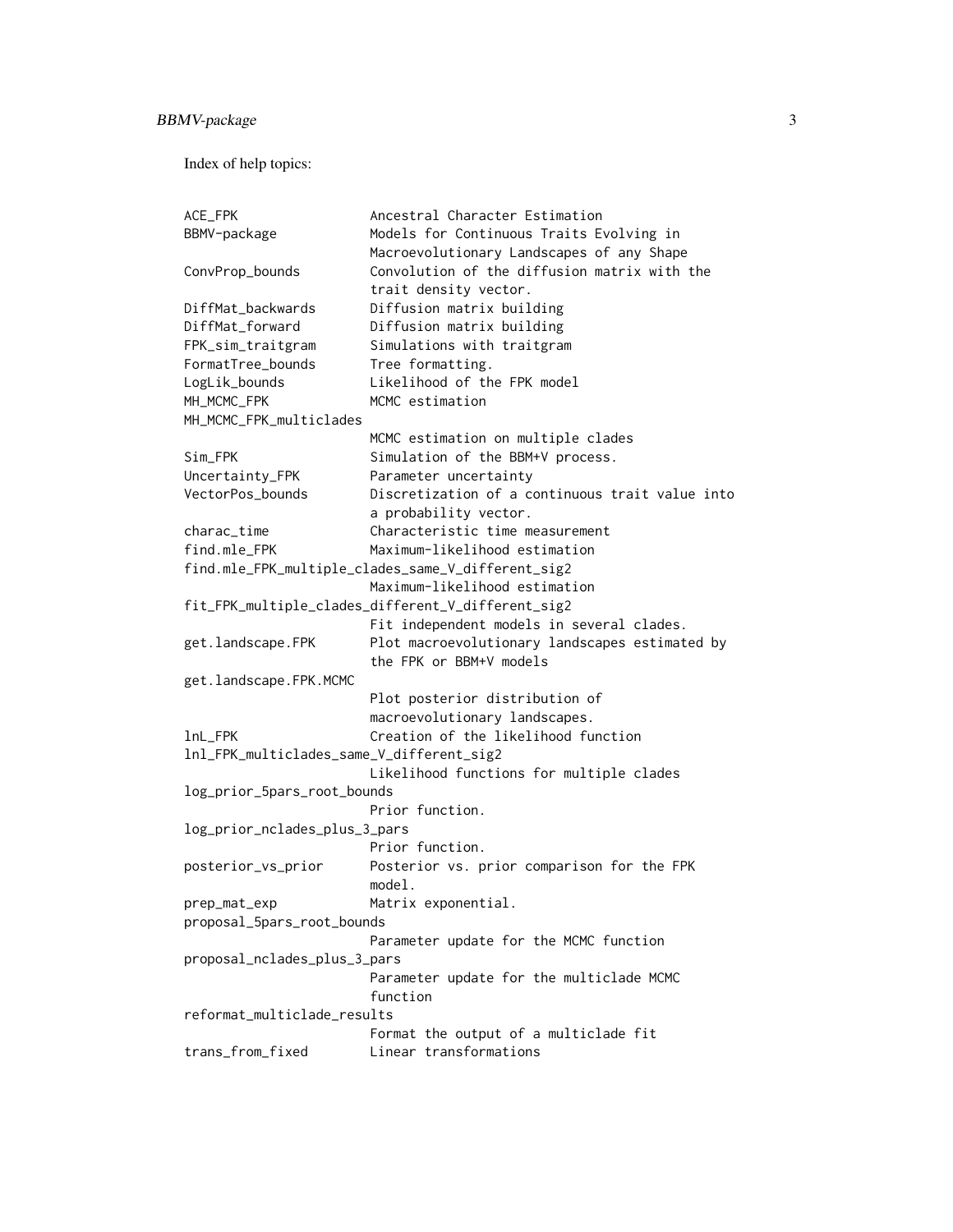Index of help topics:

```
ACE_FPK                 Ancestral Character Estimation
BBMV-package            Models for Continuous Traits Evolving in
                        Macroevolutionary Landscapes of any Shape
ConvProp_bounds         Convolution of the diffusion matrix with the
                        trait density vector.
DiffMat_backwards       Diffusion matrix building
DiffMat_forward         Diffusion matrix building
FPK_sim_traitgram       Simulations with traitgram
FormatTree_bounds       Tree formatting.
LogLik_bounds           Likelihood of the FPK model
MH_MCMC_FPK             MCMC estimation
MH_MCMC_FPK_multiclades
                        MCMC estimation on multiple clades
Sim_FPK                 Simulation of the BBM+V process.
Uncertainty_FPK         Parameter uncertainty
VectorPos_bounds        Discretization of a continuous trait value into
                        a probability vector.
charac_time             Characteristic time measurement
find.mle_FPK            Maximum-likelihood estimation
find.mle_FPK_multiple_clades_same_V_different_sig2
                        Maximum-likelihood estimation
fit_FPK_multiple_clades_different_V_different_sig2
                        Fit independent models in several clades.
get.landscape.FPK       Plot macroevolutionary landscapes estimated by
                        the FPK or BBM+V models
get.landscape.FPK.MCMC
                        Plot posterior distribution of
                        macroevolutionary landscapes.
lnL_FPK                 Creation of the likelihood function
lnl_FPK_multiclades_same_V_different_sig2
                        Likelihood functions for multiple clades
log_prior_5pars_root_bounds
                        Prior function.
log_prior_nclades_plus_3_pars
                        Prior function.
posterior_vs_prior      Posterior vs. prior comparison for the FPK
                        model.
prep_mat_exp            Matrix exponential.
proposal_5pars_root_bounds
                        Parameter update for the MCMC function
proposal_nclades_plus_3_pars
                        Parameter update for the multiclade MCMC
                        function
reformat_multiclade_results
                        Format the output of a multiclade fit
trans_from_fixed        Linear transformations
```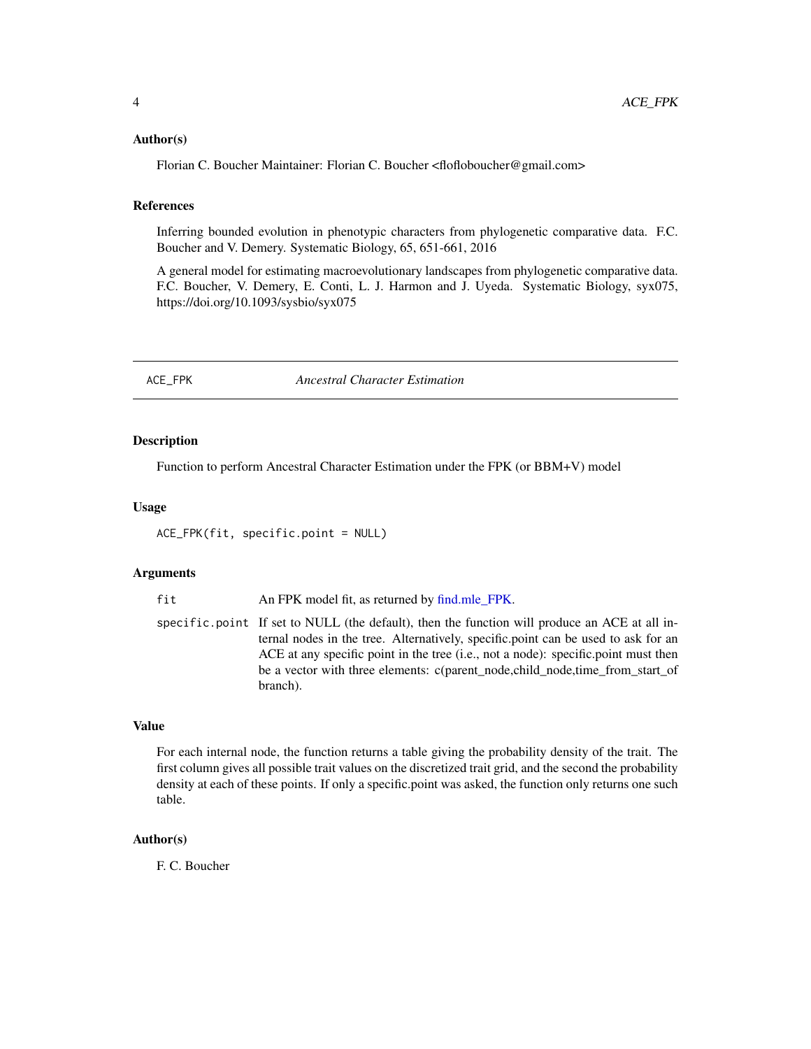### Author(s)

Florian C. Boucher Maintainer: Florian C. Boucher <floflobboucher@gmail.com>

### References

Inferring bounded evolution in phenotypic characters from phylogenetic comparative data. F.C. Boucher and V. Demery. Systematic Biology, 65, 651-661, 2016

A general model for estimating macroevolutionary landscapes from phylogenetic comparative data. F.C. Boucher, V. Demery, E. Conti, L. J. Harmon and J. Uyeda. Systematic Biology, syx075, https://doi.org/10.1093/sysbio/syx075

---

## ACE_FPK — *Ancestral Character Estimation*

### Description

Function to perform Ancestral Character Estimation under the FPK (or BBM+V) model

### Usage

```
ACE_FPK(fit, specific.point = NULL)
```

### Arguments

| | |
|---|---|
| `fit` | An FPK model fit, as returned by find.mle_FPK. |
| `specific.point` | If set to NULL (the default), then the function will produce an ACE at all internal nodes in the tree. Alternatively, specific.point can be used to ask for an ACE at any specific point in the tree (i.e., not a node): specific.point must then be a vector with three elements: c(parent_node,child_node,time_from_start_of branch). |

### Value

For each internal node, the function returns a table giving the probability density of the trait. The first column gives all possible trait values on the discretized trait grid, and the second the probability density at each of these points. If only a specific.point was asked, the function only returns one such table.

### Author(s)

F. C. Boucher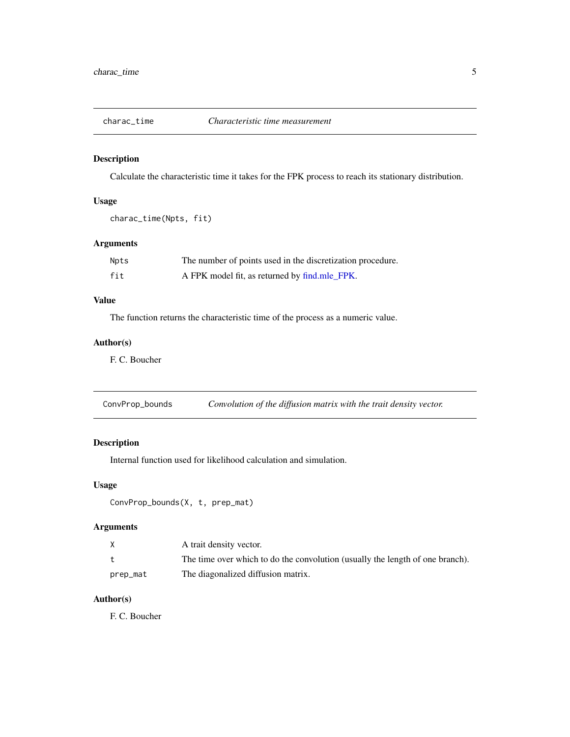## charac_time — *Characteristic time measurement*

### Description

Calculate the characteristic time it takes for the FPK process to reach its stationary distribution.

### Usage

```
charac_time(Npts, fit)
```

### Arguments

| | |
|---|---|
| Npts | The number of points used in the discretization procedure. |
| fit | A FPK model fit, as returned by find.mle_FPK. |

### Value

The function returns the characteristic time of the process as a numeric value.

### Author(s)

F. C. Boucher

## ConvProp_bounds — *Convolution of the diffusion matrix with the trait density vector.*

### Description

Internal function used for likelihood calculation and simulation.

### Usage

```
ConvProp_bounds(X, t, prep_mat)
```

### Arguments

| | |
|---|---|
| X | A trait density vector. |
| t | The time over which to do the convolution (usually the length of one branch). |
| prep_mat | The diagonalized diffusion matrix. |

### Author(s)

F. C. Boucher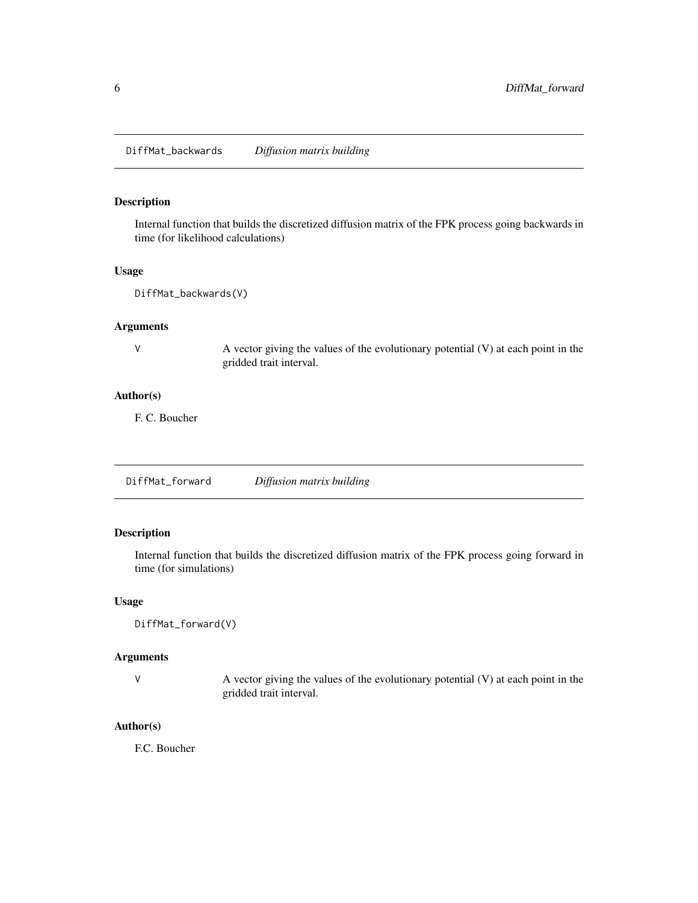## DiffMat_backwards *Diffusion matrix building*

### Description

Internal function that builds the discretized diffusion matrix of the FPK process going backwards in time (for likelihood calculations)

### Usage

```
DiffMat_backwards(V)
```

### Arguments

| | |
|---|---|
| V | A vector giving the values of the evolutionary potential (V) at each point in the gridded trait interval. |

### Author(s)

F. C. Boucher

## DiffMat_forward *Diffusion matrix building*

### Description

Internal function that builds the discretized diffusion matrix of the FPK process going forward in time (for simulations)

### Usage

```
DiffMat_forward(V)
```

### Arguments

| | |
|---|---|
| V | A vector giving the values of the evolutionary potential (V) at each point in the gridded trait interval. |

### Author(s)

F.C. Boucher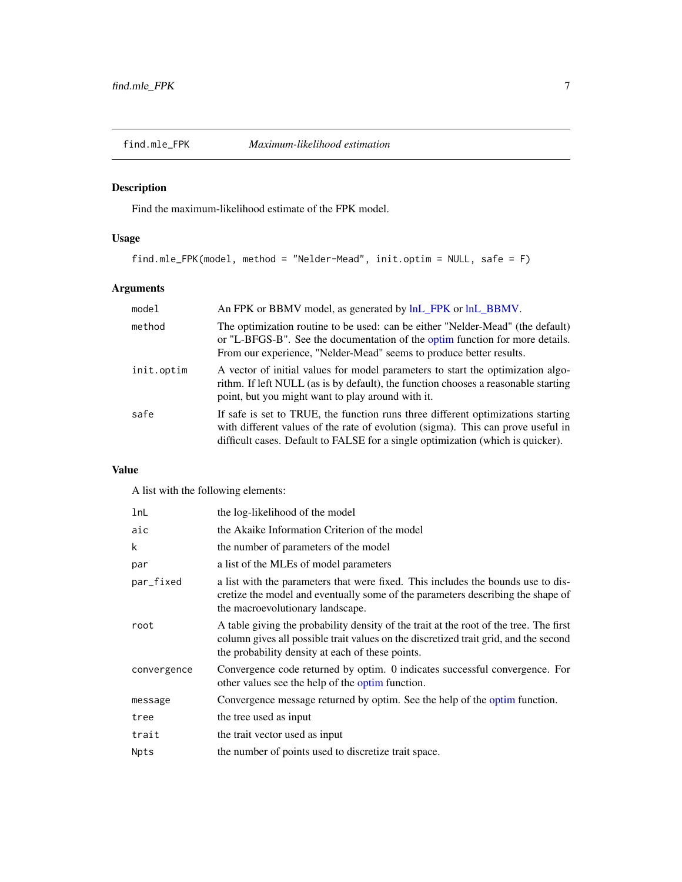## find.mle_FPK *Maximum-likelihood estimation*

### Description

Find the maximum-likelihood estimate of the FPK model.

### Usage

```
find.mle_FPK(model, method = "Nelder-Mead", init.optim = NULL, safe = F)
```

### Arguments

| | |
|---|---|
| `model` | An FPK or BBMV model, as generated by lnL_FPK or lnL_BBMV. |
| `method` | The optimization routine to be used: can be either "Nelder-Mead" (the default) or "L-BFGS-B". See the documentation of the optim function for more details. From our experience, "Nelder-Mead" seems to produce better results. |
| `init.optim` | A vector of initial values for model parameters to start the optimization algorithm. If left NULL (as is by default), the function chooses a reasonable starting point, but you might want to play around with it. |
| `safe` | If safe is set to TRUE, the function runs three different optimizations starting with different values of the rate of evolution (sigma). This can prove useful in difficult cases. Default to FALSE for a single optimization (which is quicker). |

### Value

A list with the following elements:

| | |
|---|---|
| `lnL` | the log-likelihood of the model |
| `aic` | the Akaike Information Criterion of the model |
| `k` | the number of parameters of the model |
| `par` | a list of the MLEs of model parameters |
| `par_fixed` | a list with the parameters that were fixed. This includes the bounds use to discretize the model and eventually some of the parameters describing the shape of the macroevolutionary landscape. |
| `root` | A table giving the probability density of the trait at the root of the tree. The first column gives all possible trait values on the discretized trait grid, and the second the probability density at each of these points. |
| `convergence` | Convergence code returned by optim. 0 indicates successful convergence. For other values see the help of the optim function. |
| `message` | Convergence message returned by optim. See the help of the optim function. |
| `tree` | the tree used as input |
| `trait` | the trait vector used as input |
| `Npts` | the number of points used to discretize trait space. |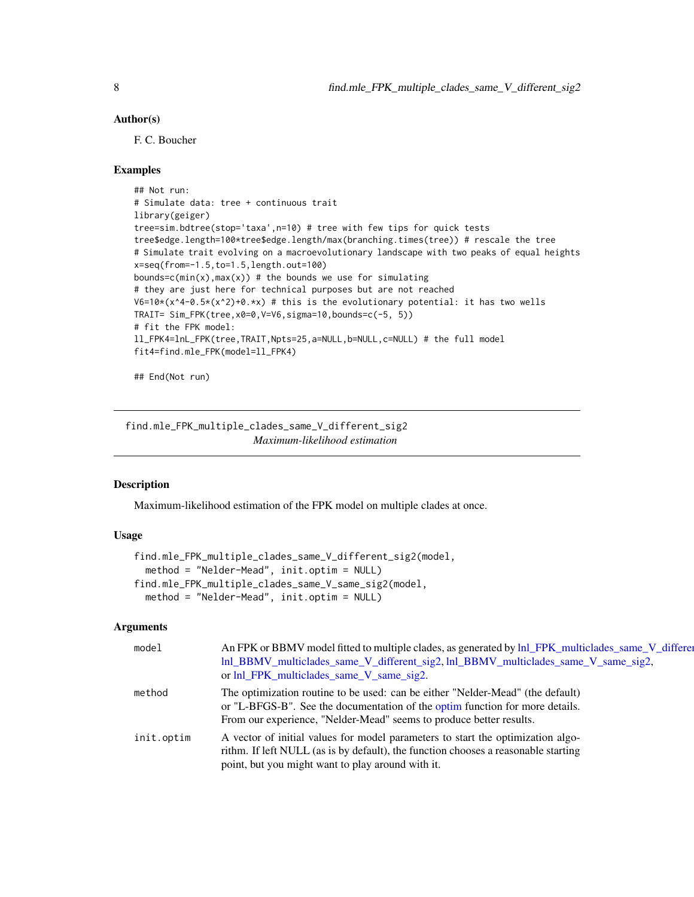## Author(s)

F. C. Boucher

## Examples

```
## Not run:
# Simulate data: tree + continuous trait
library(geiger)
tree=sim.bdtree(stop='taxa',n=10) # tree with few tips for quick tests
tree$edge.length=100*tree$edge.length/max(branching.times(tree)) # rescale the tree
# Simulate trait evolving on a macroevolutionary landscape with two peaks of equal heights
x=seq(from=-1.5,to=1.5,length.out=100)
bounds=c(min(x),max(x)) # the bounds we use for simulating
# they are just here for technical purposes but are not reached
V6=10*(x^4-0.5*(x^2)+0.*x) # this is the evolutionary potential: it has two wells
TRAIT= Sim_FPK(tree,x0=0,V=V6,sigma=10,bounds=c(-5, 5))
# fit the FPK model:
ll_FPK4=lnL_FPK(tree,TRAIT,Npts=25,a=NULL,b=NULL,c=NULL) # the full model
fit4=find.mle_FPK(model=ll_FPK4)

## End(Not run)
```

---

# find.mle_FPK_multiple_clades_same_V_different_sig2 *Maximum-likelihood estimation*

## Description

Maximum-likelihood estimation of the FPK model on multiple clades at once.

## Usage

```
find.mle_FPK_multiple_clades_same_V_different_sig2(model,
  method = "Nelder-Mead", init.optim = NULL)
find.mle_FPK_multiple_clades_same_V_same_sig2(model,
  method = "Nelder-Mead", init.optim = NULL)
```

## Arguments

| | |
|---|---|
| model | An FPK or BBMV model fitted to multiple clades, as generated by lnl_FPK_multiclades_same_V_different_sig2, lnl_BBMV_multiclades_same_V_different_sig2, lnl_BBMV_multiclades_same_V_same_sig2, or lnl_FPK_multiclades_same_V_same_sig2. |
| method | The optimization routine to be used: can be either "Nelder-Mead" (the default) or "L-BFGS-B". See the documentation of the optim function for more details. From our experience, "Nelder-Mead" seems to produce better results. |
| init.optim | A vector of initial values for model parameters to start the optimization algorithm. If left NULL (as is by default), the function chooses a reasonable starting point, but you might want to play around with it. |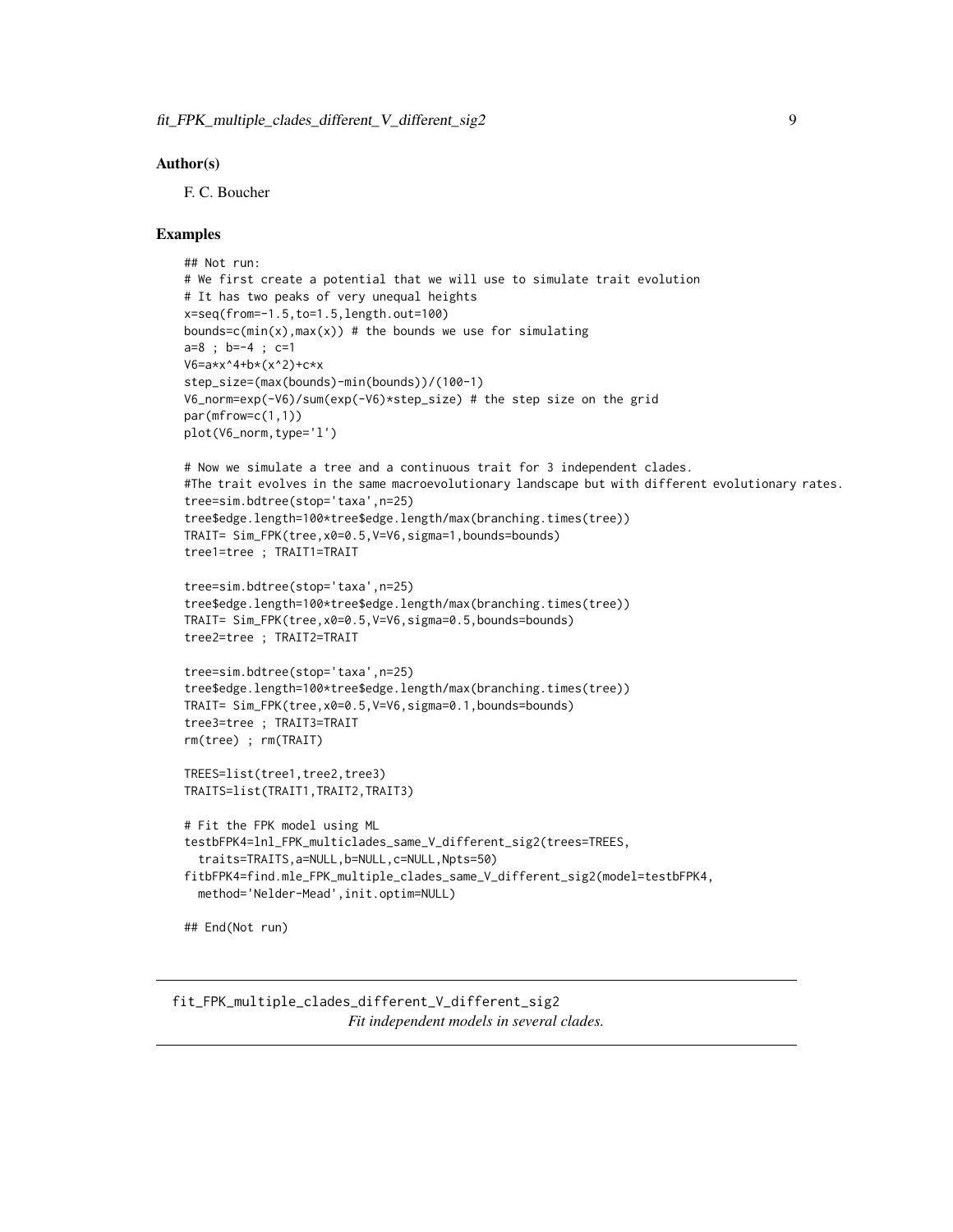### Author(s)

F. C. Boucher

### Examples

```
## Not run:
# We first create a potential that we will use to simulate trait evolution
# It has two peaks of very unequal heights
x=seq(from=-1.5,to=1.5,length.out=100)
bounds=c(min(x),max(x)) # the bounds we use for simulating
a=8 ; b=-4 ; c=1
V6=a*x^4+b*(x^2)+c*x
step_size=(max(bounds)-min(bounds))/(100-1)
V6_norm=exp(-V6)/sum(exp(-V6)*step_size) # the step size on the grid
par(mfrow=c(1,1))
plot(V6_norm,type='l')

# Now we simulate a tree and a continuous trait for 3 independent clades.
#The trait evolves in the same macroevolutionary landscape but with different evolutionary rates.
tree=sim.bdtree(stop='taxa',n=25)
tree$edge.length=100*tree$edge.length/max(branching.times(tree))
TRAIT= Sim_FPK(tree,x0=0.5,V=V6,sigma=1,bounds=bounds)
tree1=tree ; TRAIT1=TRAIT

tree=sim.bdtree(stop='taxa',n=25)
tree$edge.length=100*tree$edge.length/max(branching.times(tree))
TRAIT= Sim_FPK(tree,x0=0.5,V=V6,sigma=0.5,bounds=bounds)
tree2=tree ; TRAIT2=TRAIT

tree=sim.bdtree(stop='taxa',n=25)
tree$edge.length=100*tree$edge.length/max(branching.times(tree))
TRAIT= Sim_FPK(tree,x0=0.5,V=V6,sigma=0.1,bounds=bounds)
tree3=tree ; TRAIT3=TRAIT
rm(tree) ; rm(TRAIT)

TREES=list(tree1,tree2,tree3)
TRAITS=list(TRAIT1,TRAIT2,TRAIT3)

# Fit the FPK model using ML
testbFPK4=lnl_FPK_multiclades_same_V_different_sig2(trees=TREES,
  traits=TRAITS,a=NULL,b=NULL,c=NULL,Npts=50)
fitbFPK4=find.mle_FPK_multiple_clades_same_V_different_sig2(model=testbFPK4,
  method='Nelder-Mead',init.optim=NULL)

## End(Not run)
```

---

## fit_FPK_multiple_clades_different_V_different_sig2

*Fit independent models in several clades.*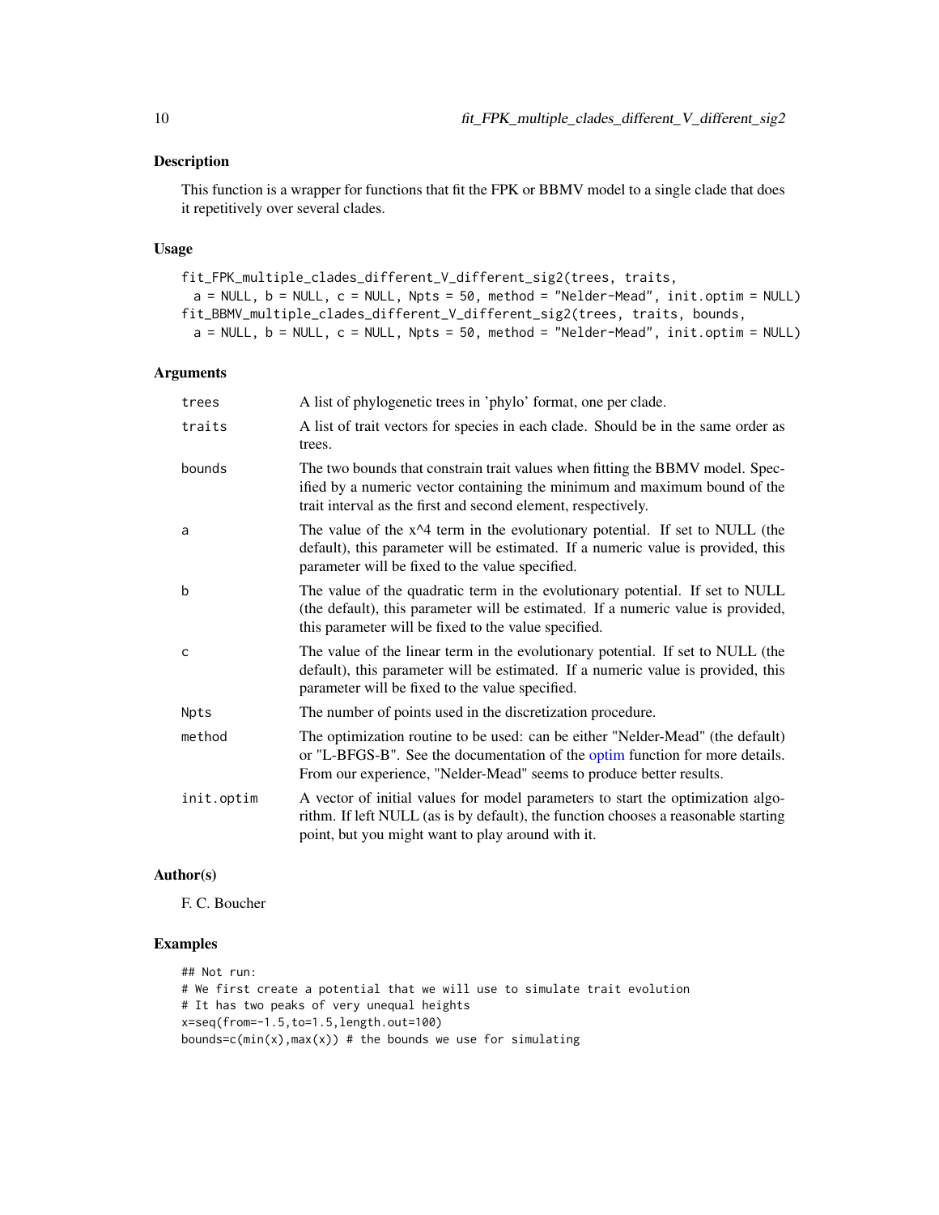## Description

This function is a wrapper for functions that fit the FPK or BBMV model to a single clade that does it repetitively over several clades.

## Usage

```
fit_FPK_multiple_clades_different_V_different_sig2(trees, traits,
  a = NULL, b = NULL, c = NULL, Npts = 50, method = "Nelder-Mead", init.optim = NULL)
fit_BBMV_multiple_clades_different_V_different_sig2(trees, traits, bounds,
  a = NULL, b = NULL, c = NULL, Npts = 50, method = "Nelder-Mead", init.optim = NULL)
```

## Arguments

| | |
|---|---|
| trees | A list of phylogenetic trees in 'phylo' format, one per clade. |
| traits | A list of trait vectors for species in each clade. Should be in the same order as trees. |
| bounds | The two bounds that constrain trait values when fitting the BBMV model. Specified by a numeric vector containing the minimum and maximum bound of the trait interval as the first and second element, respectively. |
| a | The value of the x^4 term in the evolutionary potential. If set to NULL (the default), this parameter will be estimated. If a numeric value is provided, this parameter will be fixed to the value specified. |
| b | The value of the quadratic term in the evolutionary potential. If set to NULL (the default), this parameter will be estimated. If a numeric value is provided, this parameter will be fixed to the value specified. |
| c | The value of the linear term in the evolutionary potential. If set to NULL (the default), this parameter will be estimated. If a numeric value is provided, this parameter will be fixed to the value specified. |
| Npts | The number of points used in the discretization procedure. |
| method | The optimization routine to be used: can be either "Nelder-Mead" (the default) or "L-BFGS-B". See the documentation of the optim function for more details. From our experience, "Nelder-Mead" seems to produce better results. |
| init.optim | A vector of initial values for model parameters to start the optimization algorithm. If left NULL (as is by default), the function chooses a reasonable starting point, but you might want to play around with it. |

## Author(s)

F. C. Boucher

## Examples

```
## Not run:
# We first create a potential that we will use to simulate trait evolution
# It has two peaks of very unequal heights
x=seq(from=-1.5,to=1.5,length.out=100)
bounds=c(min(x),max(x)) # the bounds we use for simulating
```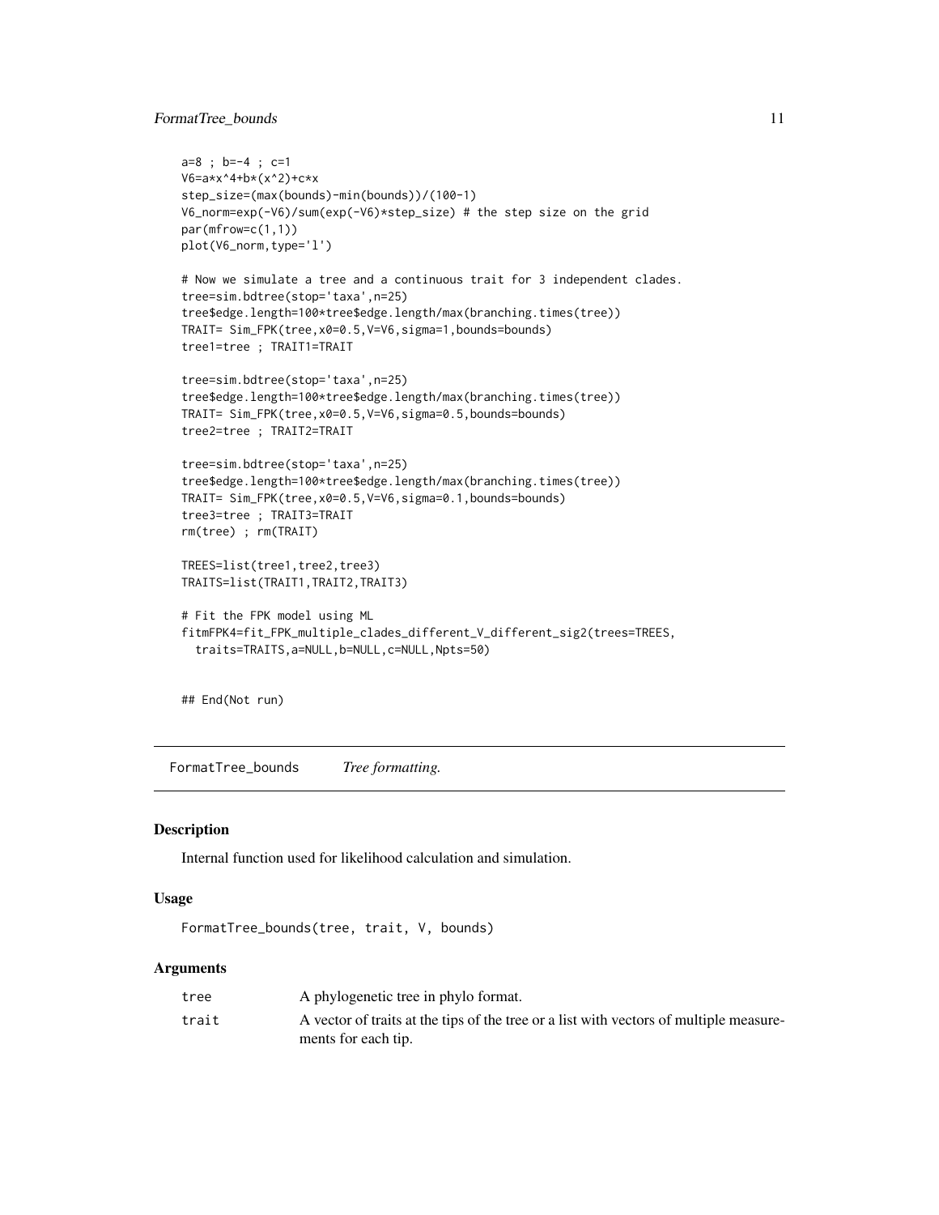```
a=8 ; b=-4 ; c=1
V6=a*x^4+b*(x^2)+c*x
step_size=(max(bounds)-min(bounds))/(100-1)
V6_norm=exp(-V6)/sum(exp(-V6)*step_size) # the step size on the grid
par(mfrow=c(1,1))
plot(V6_norm,type='l')

# Now we simulate a tree and a continuous trait for 3 independent clades.
tree=sim.bdtree(stop='taxa',n=25)
tree$edge.length=100*tree$edge.length/max(branching.times(tree))
TRAIT= Sim_FPK(tree,x0=0.5,V=V6,sigma=1,bounds=bounds)
tree1=tree ; TRAIT1=TRAIT

tree=sim.bdtree(stop='taxa',n=25)
tree$edge.length=100*tree$edge.length/max(branching.times(tree))
TRAIT= Sim_FPK(tree,x0=0.5,V=V6,sigma=0.5,bounds=bounds)
tree2=tree ; TRAIT2=TRAIT

tree=sim.bdtree(stop='taxa',n=25)
tree$edge.length=100*tree$edge.length/max(branching.times(tree))
TRAIT= Sim_FPK(tree,x0=0.5,V=V6,sigma=0.1,bounds=bounds)
tree3=tree ; TRAIT3=TRAIT
rm(tree) ; rm(TRAIT)

TREES=list(tree1,tree2,tree3)
TRAITS=list(TRAIT1,TRAIT2,TRAIT3)

# Fit the FPK model using ML
fitmFPK4=fit_FPK_multiple_clades_different_V_different_sig2(trees=TREES,
  traits=TRAITS,a=NULL,b=NULL,c=NULL,Npts=50)


## End(Not run)
```

## FormatTree_bounds *Tree formatting.*

### Description

Internal function used for likelihood calculation and simulation.

### Usage

```
FormatTree_bounds(tree, trait, V, bounds)
```

### Arguments

| | |
|---|---|
| tree | A phylogenetic tree in phylo format. |
| trait | A vector of traits at the tips of the tree or a list with vectors of multiple measurements for each tip. |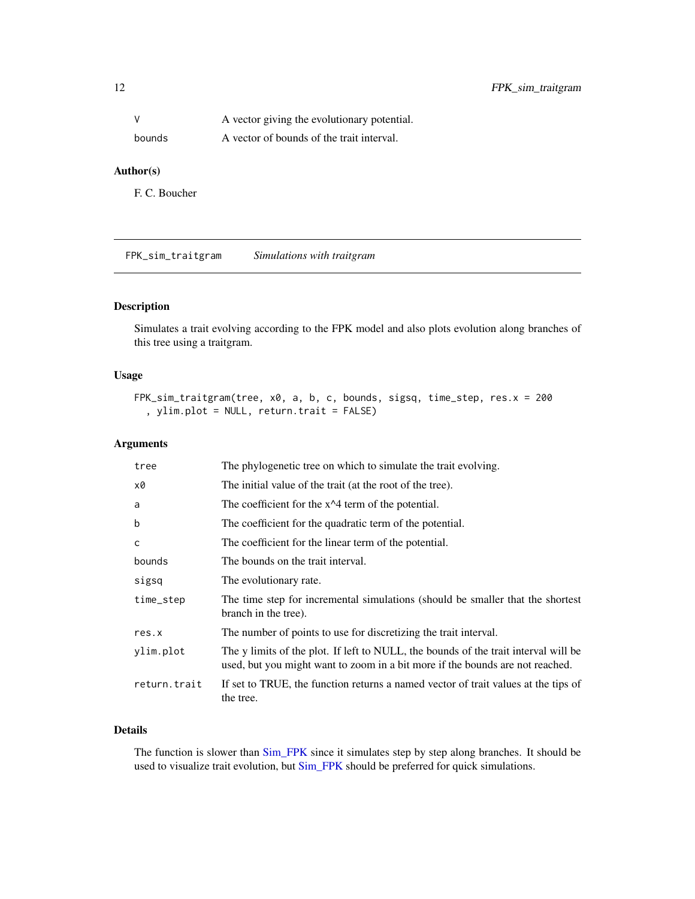| | |
|---|---|
| V | A vector giving the evolutionary potential. |
| bounds | A vector of bounds of the trait interval. |

### Author(s)

F. C. Boucher

---

## FPK_sim_traitgram — *Simulations with traitgram*

### Description

Simulates a trait evolving according to the FPK model and also plots evolution along branches of this tree using a traitgram.

### Usage

```
FPK_sim_traitgram(tree, x0, a, b, c, bounds, sigsq, time_step, res.x = 200
  , ylim.plot = NULL, return.trait = FALSE)
```

### Arguments

| | |
|---|---|
| tree | The phylogenetic tree on which to simulate the trait evolving. |
| x0 | The initial value of the trait (at the root of the tree). |
| a | The coefficient for the x^4 term of the potential. |
| b | The coefficient for the quadratic term of the potential. |
| c | The coefficient for the linear term of the potential. |
| bounds | The bounds on the trait interval. |
| sigsq | The evolutionary rate. |
| time_step | The time step for incremental simulations (should be smaller that the shortest branch in the tree). |
| res.x | The number of points to use for discretizing the trait interval. |
| ylim.plot | The y limits of the plot. If left to NULL, the bounds of the trait interval will be used, but you might want to zoom in a bit more if the bounds are not reached. |
| return.trait | If set to TRUE, the function returns a named vector of trait values at the tips of the tree. |

### Details

The function is slower than Sim_FPK since it simulates step by step along branches. It should be used to visualize trait evolution, but Sim_FPK should be preferred for quick simulations.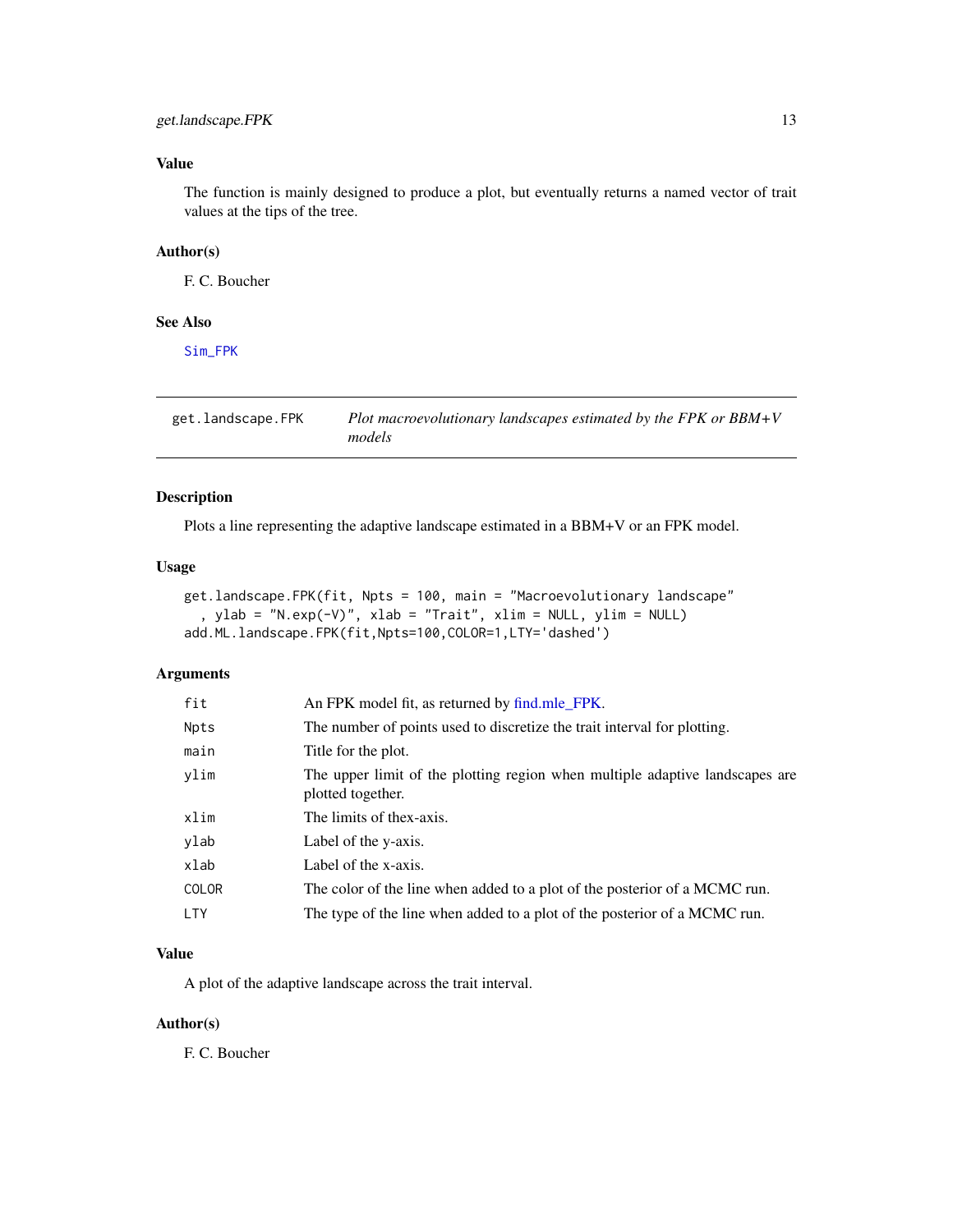### Value

The function is mainly designed to produce a plot, but eventually returns a named vector of trait values at the tips of the tree.

### Author(s)

F. C. Boucher

### See Also

Sim_FPK

---

## get.landscape.FPK — *Plot macroevolutionary landscapes estimated by the FPK or BBM+V models*

---

### Description

Plots a line representing the adaptive landscape estimated in a BBM+V or an FPK model.

### Usage

```
get.landscape.FPK(fit, Npts = 100, main = "Macroevolutionary landscape"
  , ylab = "N.exp(-V)", xlab = "Trait", xlim = NULL, ylim = NULL)
add.ML.landscape.FPK(fit,Npts=100,COLOR=1,LTY='dashed')
```

### Arguments

| | |
|---|---|
| fit | An FPK model fit, as returned by find.mle_FPK. |
| Npts | The number of points used to discretize the trait interval for plotting. |
| main | Title for the plot. |
| ylim | The upper limit of the plotting region when multiple adaptive landscapes are plotted together. |
| xlim | The limits of thex-axis. |
| ylab | Label of the y-axis. |
| xlab | Label of the x-axis. |
| COLOR | The color of the line when added to a plot of the posterior of a MCMC run. |
| LTY | The type of the line when added to a plot of the posterior of a MCMC run. |

### Value

A plot of the adaptive landscape across the trait interval.

### Author(s)

F. C. Boucher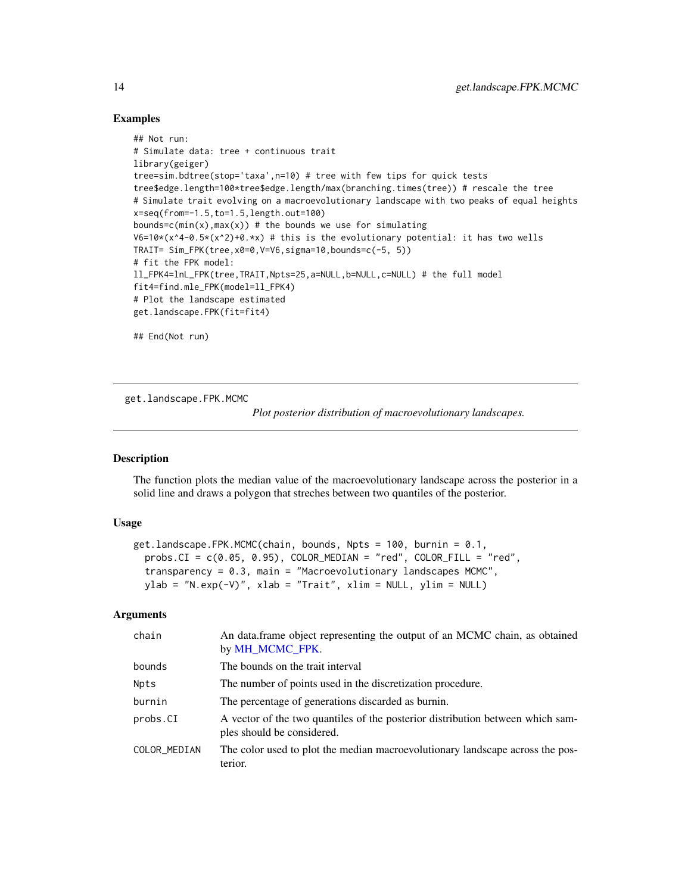### Examples

```
## Not run:
# Simulate data: tree + continuous trait
library(geiger)
tree=sim.bdtree(stop='taxa',n=10) # tree with few tips for quick tests
tree$edge.length=100*tree$edge.length/max(branching.times(tree)) # rescale the tree
# Simulate trait evolving on a macroevolutionary landscape with two peaks of equal heights
x=seq(from=-1.5,to=1.5,length.out=100)
bounds=c(min(x),max(x)) # the bounds we use for simulating
V6=10*(x^4-0.5*(x^2)+0.*x) # this is the evolutionary potential: it has two wells
TRAIT= Sim_FPK(tree,x0=0,V=V6,sigma=10,bounds=c(-5, 5))
# fit the FPK model:
ll_FPK4=lnL_FPK(tree,TRAIT,Npts=25,a=NULL,b=NULL,c=NULL) # the full model
fit4=find.mle_FPK(model=ll_FPK4)
# Plot the landscape estimated
get.landscape.FPK(fit=fit4)

## End(Not run)
```

---

## get.landscape.FPK.MCMC

*Plot posterior distribution of macroevolutionary landscapes.*

---

### Description

The function plots the median value of the macroevolutionary landscape across the posterior in a solid line and draws a polygon that streches between two quantiles of the posterior.

### Usage

```
get.landscape.FPK.MCMC(chain, bounds, Npts = 100, burnin = 0.1,
  probs.CI = c(0.05, 0.95), COLOR_MEDIAN = "red", COLOR_FILL = "red",
  transparency = 0.3, main = "Macroevolutionary landscapes MCMC",
  ylab = "N.exp(-V)", xlab = "Trait", xlim = NULL, ylim = NULL)
```

### Arguments

| | |
|---|---|
| `chain` | An data.frame object representing the output of an MCMC chain, as obtained by MH_MCMC_FPK. |
| `bounds` | The bounds on the trait interval |
| `Npts` | The number of points used in the discretization procedure. |
| `burnin` | The percentage of generations discarded as burnin. |
| `probs.CI` | A vector of the two quantiles of the posterior distribution between which samples should be considered. |
| `COLOR_MEDIAN` | The color used to plot the median macroevolutionary landscape across the posterior. |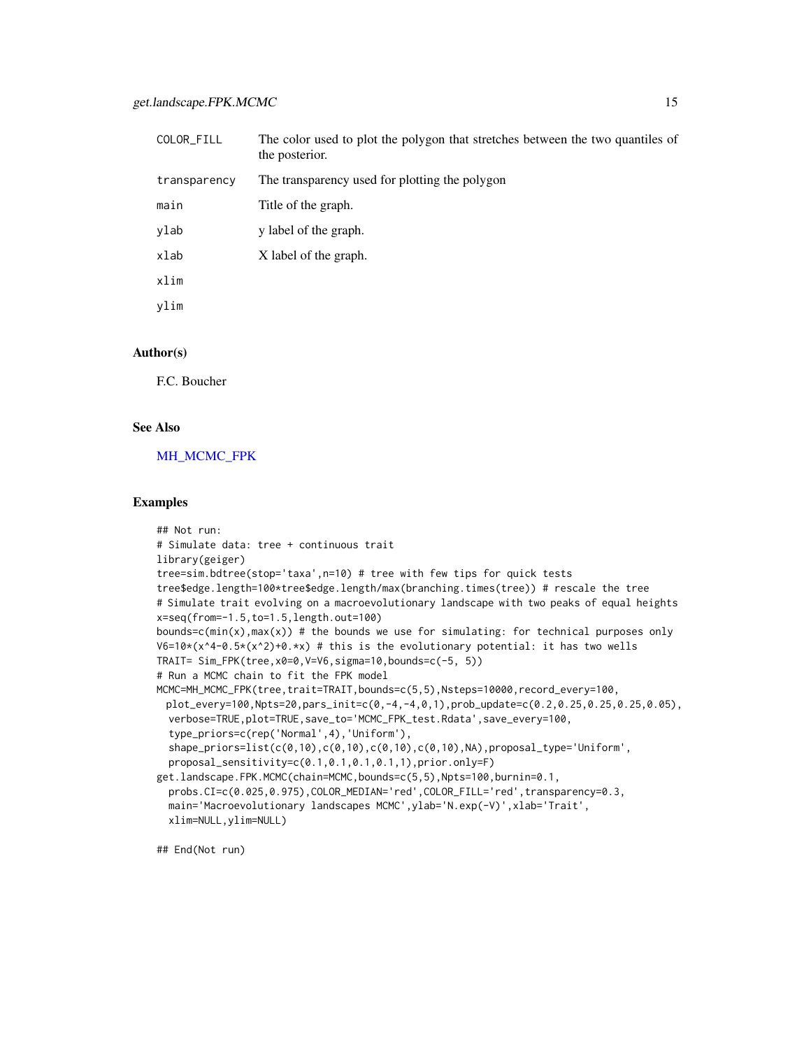| | |
|---|---|
| COLOR_FILL | The color used to plot the polygon that stretches between the two quantiles of the posterior. |
| transparency | The transparency used for plotting the polygon |
| main | Title of the graph. |
| ylab | y label of the graph. |
| xlab | X label of the graph. |
| xlim | |
| ylim | |

## Author(s)

F.C. Boucher

## See Also

MH_MCMC_FPK

## Examples

```
## Not run:
# Simulate data: tree + continuous trait
library(geiger)
tree=sim.bdtree(stop='taxa',n=10) # tree with few tips for quick tests
tree$edge.length=100*tree$edge.length/max(branching.times(tree)) # rescale the tree
# Simulate trait evolving on a macroevolutionary landscape with two peaks of equal heights
x=seq(from=-1.5,to=1.5,length.out=100)
bounds=c(min(x),max(x)) # the bounds we use for simulating: for technical purposes only
V6=10*(x^4-0.5*(x^2)+0.*x) # this is the evolutionary potential: it has two wells
TRAIT= Sim_FPK(tree,x0=0,V=V6,sigma=10,bounds=c(-5, 5))
# Run a MCMC chain to fit the FPK model
MCMC=MH_MCMC_FPK(tree,trait=TRAIT,bounds=c(5,5),Nsteps=10000,record_every=100,
 plot_every=100,Npts=20,pars_init=c(0,-4,-4,0,1),prob_update=c(0.2,0.25,0.25,0.25,0.05),
  verbose=TRUE,plot=TRUE,save_to='MCMC_FPK_test.Rdata',save_every=100,
  type_priors=c(rep('Normal',4),'Uniform'),
  shape_priors=list(c(0,10),c(0,10),c(0,10),c(0,10),NA),proposal_type='Uniform',
  proposal_sensitivity=c(0.1,0.1,0.1,0.1,1),prior.only=F)
get.landscape.FPK.MCMC(chain=MCMC,bounds=c(5,5),Npts=100,burnin=0.1,
  probs.CI=c(0.025,0.975),COLOR_MEDIAN='red',COLOR_FILL='red',transparency=0.3,
  main='Macroevolutionary landscapes MCMC',ylab='N.exp(-V)',xlab='Trait',
  xlim=NULL,ylim=NULL)

## End(Not run)
```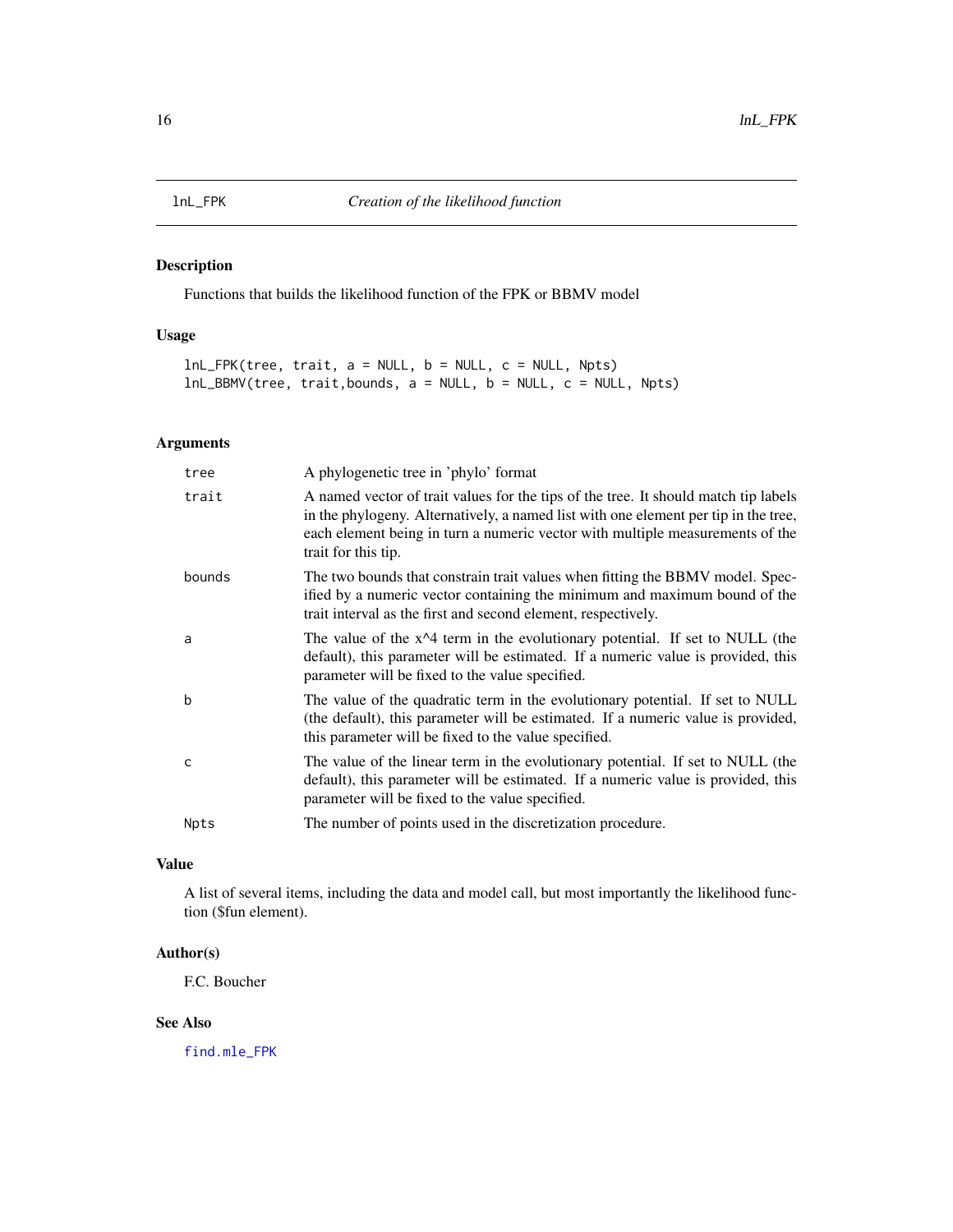# lnL_FPK — *Creation of the likelihood function*

## Description

Functions that builds the likelihood function of the FPK or BBMV model

## Usage

```
lnL_FPK(tree, trait, a = NULL, b = NULL, c = NULL, Npts)
lnL_BBMV(tree, trait,bounds, a = NULL, b = NULL, c = NULL, Npts)
```

## Arguments

| | |
|---|---|
| tree | A phylogenetic tree in 'phylo' format |
| trait | A named vector of trait values for the tips of the tree. It should match tip labels in the phylogeny. Alternatively, a named list with one element per tip in the tree, each element being in turn a numeric vector with multiple measurements of the trait for this tip. |
| bounds | The two bounds that constrain trait values when fitting the BBMV model. Specified by a numeric vector containing the minimum and maximum bound of the trait interval as the first and second element, respectively. |
| a | The value of the x^4 term in the evolutionary potential. If set to NULL (the default), this parameter will be estimated. If a numeric value is provided, this parameter will be fixed to the value specified. |
| b | The value of the quadratic term in the evolutionary potential. If set to NULL (the default), this parameter will be estimated. If a numeric value is provided, this parameter will be fixed to the value specified. |
| c | The value of the linear term in the evolutionary potential. If set to NULL (the default), this parameter will be estimated. If a numeric value is provided, this parameter will be fixed to the value specified. |
| Npts | The number of points used in the discretization procedure. |

## Value

A list of several items, including the data and model call, but most importantly the likelihood function ($fun element).

## Author(s)

F.C. Boucher

## See Also

find.mle_FPK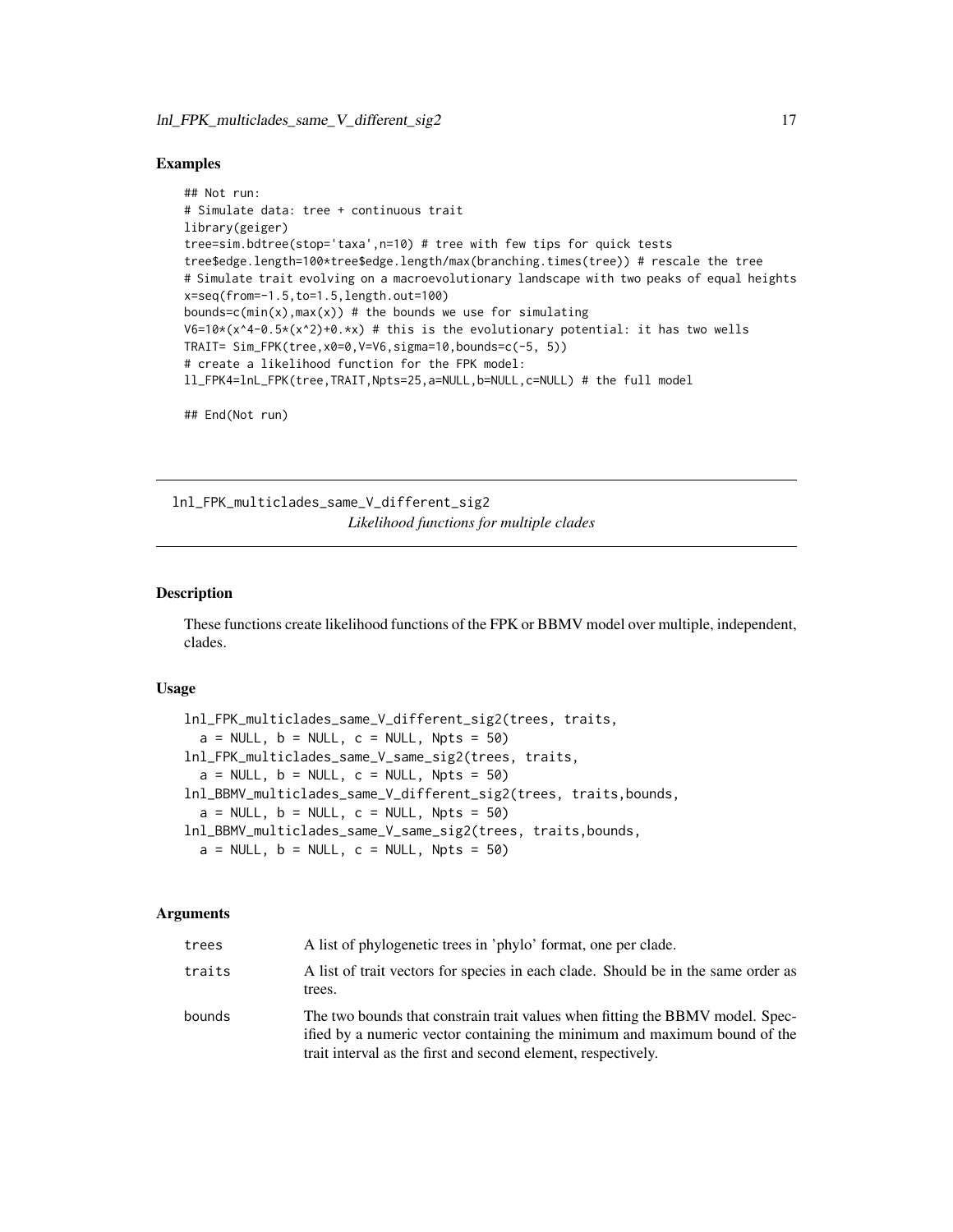## Examples

```
## Not run:
# Simulate data: tree + continuous trait
library(geiger)
tree=sim.bdtree(stop='taxa',n=10) # tree with few tips for quick tests
tree$edge.length=100*tree$edge.length/max(branching.times(tree)) # rescale the tree
# Simulate trait evolving on a macroevolutionary landscape with two peaks of equal heights
x=seq(from=-1.5,to=1.5,length.out=100)
bounds=c(min(x),max(x)) # the bounds we use for simulating
V6=10*(x^4-0.5*(x^2)+0.*x) # this is the evolutionary potential: it has two wells
TRAIT= Sim_FPK(tree,x0=0,V=V6,sigma=10,bounds=c(-5, 5))
# create a likelihood function for the FPK model:
ll_FPK4=lnL_FPK(tree,TRAIT,Npts=25,a=NULL,b=NULL,c=NULL) # the full model

## End(Not run)
```

---

# lnl_FPK_multiclades_same_V_different_sig2

*Likelihood functions for multiple clades*

---

## Description

These functions create likelihood functions of the FPK or BBMV model over multiple, independent, clades.

## Usage

```
lnl_FPK_multiclades_same_V_different_sig2(trees, traits,
  a = NULL, b = NULL, c = NULL, Npts = 50)
lnl_FPK_multiclades_same_V_same_sig2(trees, traits,
  a = NULL, b = NULL, c = NULL, Npts = 50)
lnl_BBMV_multiclades_same_V_different_sig2(trees, traits,bounds,
  a = NULL, b = NULL, c = NULL, Npts = 50)
lnl_BBMV_multiclades_same_V_same_sig2(trees, traits,bounds,
  a = NULL, b = NULL, c = NULL, Npts = 50)
```

## Arguments

| | |
|---|---|
| trees | A list of phylogenetic trees in 'phylo' format, one per clade. |
| traits | A list of trait vectors for species in each clade. Should be in the same order as trees. |
| bounds | The two bounds that constrain trait values when fitting the BBMV model. Specified by a numeric vector containing the minimum and maximum bound of the trait interval as the first and second element, respectively. |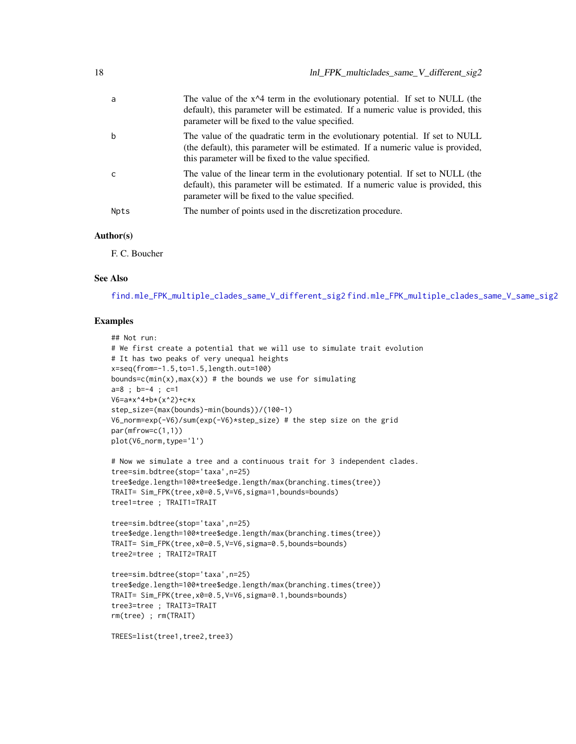| | |
|---|---|
| a | The value of the x^4 term in the evolutionary potential. If set to NULL (the default), this parameter will be estimated. If a numeric value is provided, this parameter will be fixed to the value specified. |
| b | The value of the quadratic term in the evolutionary potential. If set to NULL (the default), this parameter will be estimated. If a numeric value is provided, this parameter will be fixed to the value specified. |
| c | The value of the linear term in the evolutionary potential. If set to NULL (the default), this parameter will be estimated. If a numeric value is provided, this parameter will be fixed to the value specified. |
| Npts | The number of points used in the discretization procedure. |

### Author(s)

F. C. Boucher

### See Also

find.mle_FPK_multiple_clades_same_V_different_sig2 find.mle_FPK_multiple_clades_same_V_same_sig2

### Examples

```
## Not run:
# We first create a potential that we will use to simulate trait evolution
# It has two peaks of very unequal heights
x=seq(from=-1.5,to=1.5,length.out=100)
bounds=c(min(x),max(x)) # the bounds we use for simulating
a=8 ; b=-4 ; c=1
V6=a*x^4+b*(x^2)+c*x
step_size=(max(bounds)-min(bounds))/(100-1)
V6_norm=exp(-V6)/sum(exp(-V6)*step_size) # the step size on the grid
par(mfrow=c(1,1))
plot(V6_norm,type='l')

# Now we simulate a tree and a continuous trait for 3 independent clades.
tree=sim.bdtree(stop='taxa',n=25)
tree$edge.length=100*tree$edge.length/max(branching.times(tree))
TRAIT= Sim_FPK(tree,x0=0.5,V=V6,sigma=1,bounds=bounds)
tree1=tree ; TRAIT1=TRAIT

tree=sim.bdtree(stop='taxa',n=25)
tree$edge.length=100*tree$edge.length/max(branching.times(tree))
TRAIT= Sim_FPK(tree,x0=0.5,V=V6,sigma=0.5,bounds=bounds)
tree2=tree ; TRAIT2=TRAIT

tree=sim.bdtree(stop='taxa',n=25)
tree$edge.length=100*tree$edge.length/max(branching.times(tree))
TRAIT= Sim_FPK(tree,x0=0.5,V=V6,sigma=0.1,bounds=bounds)
tree3=tree ; TRAIT3=TRAIT
rm(tree) ; rm(TRAIT)

TREES=list(tree1,tree2,tree3)
```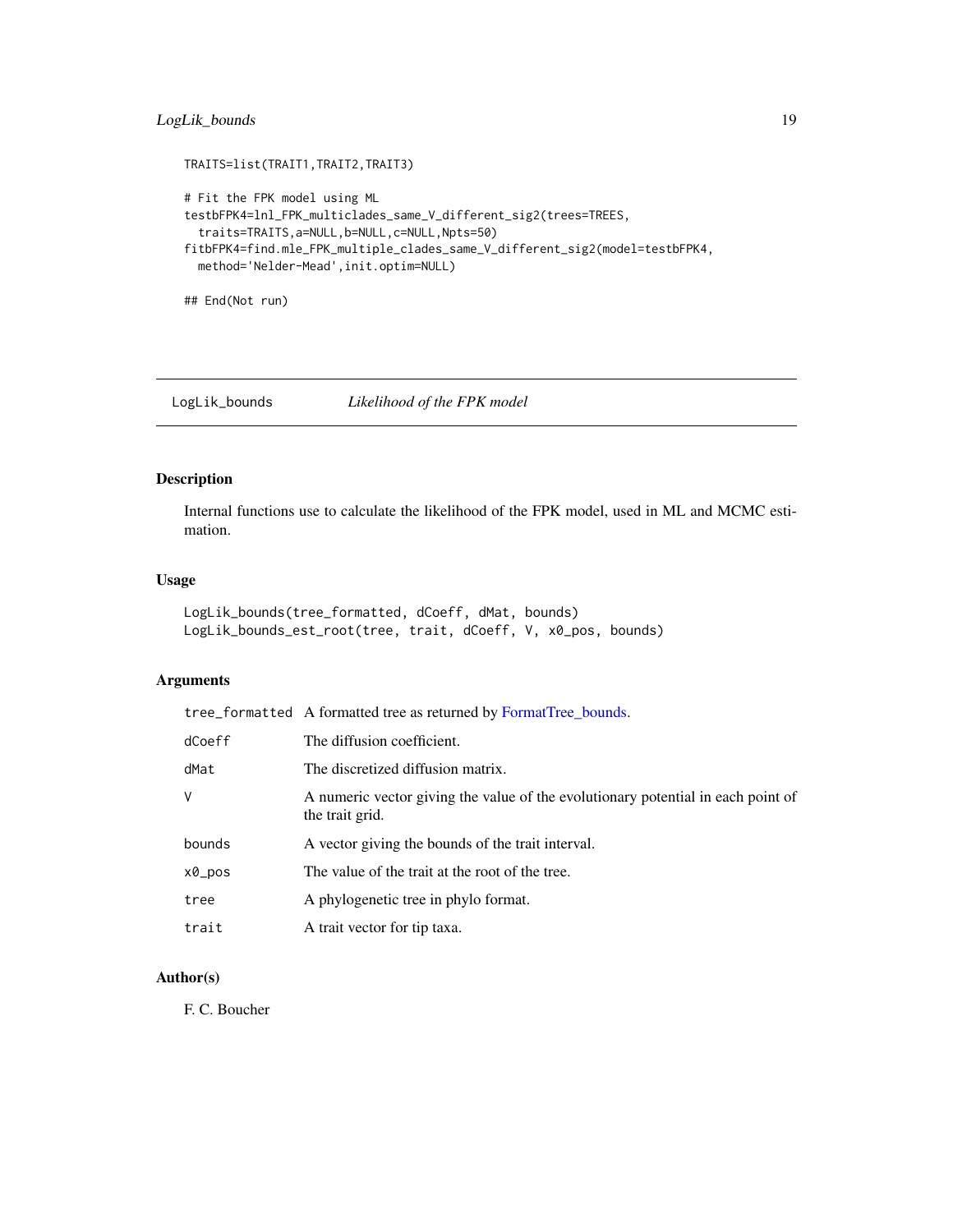```
TRAITS=list(TRAIT1,TRAIT2,TRAIT3)

# Fit the FPK model using ML
testbFPK4=lnl_FPK_multiclades_same_V_different_sig2(trees=TREES,
  traits=TRAITS,a=NULL,b=NULL,c=NULL,Npts=50)
fitbFPK4=find.mle_FPK_multiple_clades_same_V_different_sig2(model=testbFPK4,
  method='Nelder-Mead',init.optim=NULL)

## End(Not run)
```

## LogLik_bounds — *Likelihood of the FPK model*

### Description

Internal functions use to calculate the likelihood of the FPK model, used in ML and MCMC estimation.

### Usage

```
LogLik_bounds(tree_formatted, dCoeff, dMat, bounds)
LogLik_bounds_est_root(tree, trait, dCoeff, V, x0_pos, bounds)
```

### Arguments

| | |
|---|---|
| tree_formatted | A formatted tree as returned by FormatTree_bounds. |
| dCoeff | The diffusion coefficient. |
| dMat | The discretized diffusion matrix. |
| V | A numeric vector giving the value of the evolutionary potential in each point of the trait grid. |
| bounds | A vector giving the bounds of the trait interval. |
| x0_pos | The value of the trait at the root of the tree. |
| tree | A phylogenetic tree in phylo format. |
| trait | A trait vector for tip taxa. |

### Author(s)

F. C. Boucher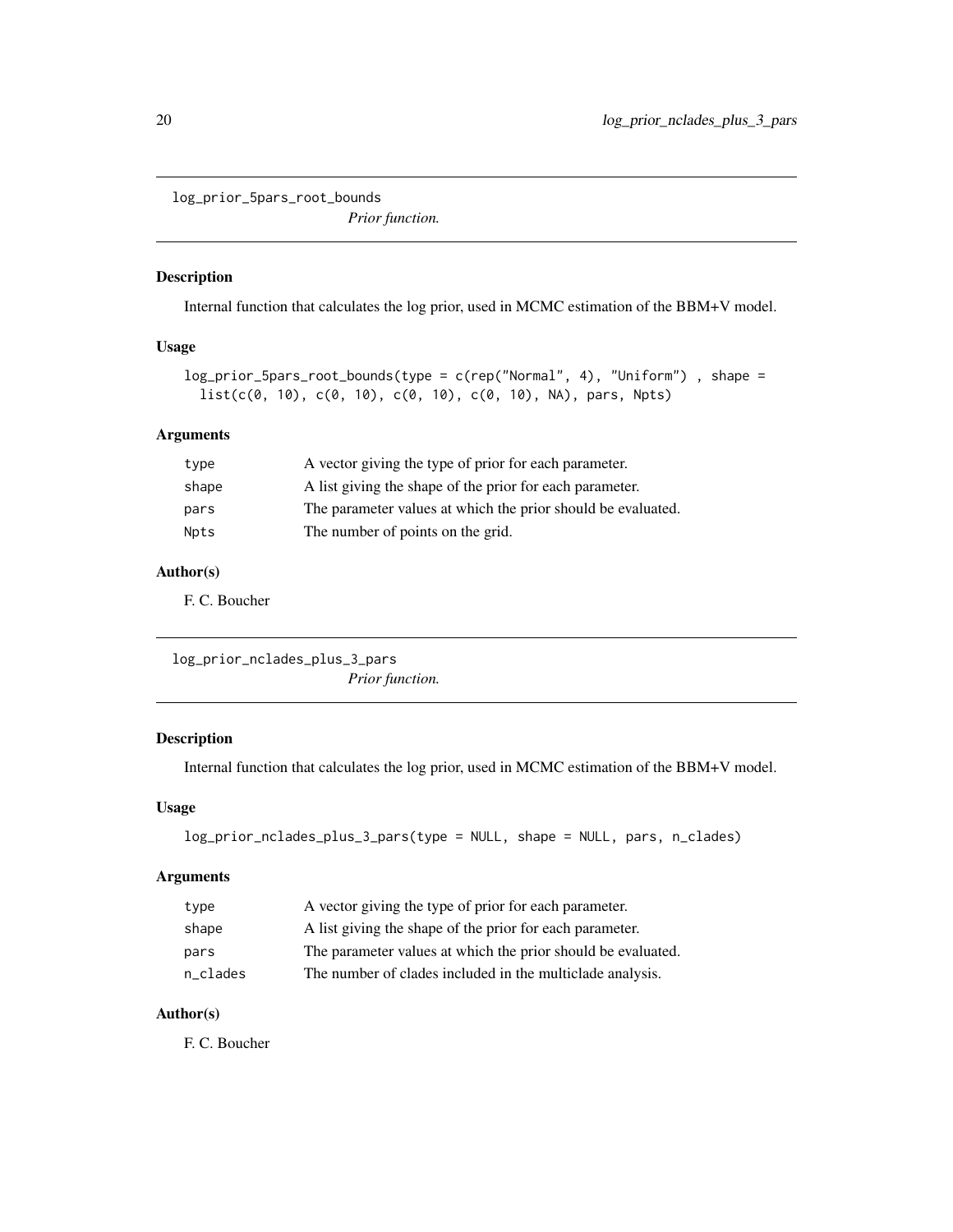## log_prior_5pars_root_bounds

*Prior function.*

### Description

Internal function that calculates the log prior, used in MCMC estimation of the BBM+V model.

### Usage

```
log_prior_5pars_root_bounds(type = c(rep("Normal", 4), "Uniform") , shape =
  list(c(0, 10), c(0, 10), c(0, 10), c(0, 10), NA), pars, Npts)
```

### Arguments

| | |
|---|---|
| type | A vector giving the type of prior for each parameter. |
| shape | A list giving the shape of the prior for each parameter. |
| pars | The parameter values at which the prior should be evaluated. |
| Npts | The number of points on the grid. |

### Author(s)

F. C. Boucher

## log_prior_nclades_plus_3_pars

*Prior function.*

### Description

Internal function that calculates the log prior, used in MCMC estimation of the BBM+V model.

### Usage

```
log_prior_nclades_plus_3_pars(type = NULL, shape = NULL, pars, n_clades)
```

### Arguments

| | |
|---|---|
| type | A vector giving the type of prior for each parameter. |
| shape | A list giving the shape of the prior for each parameter. |
| pars | The parameter values at which the prior should be evaluated. |
| n_clades | The number of clades included in the multiclade analysis. |

### Author(s)

F. C. Boucher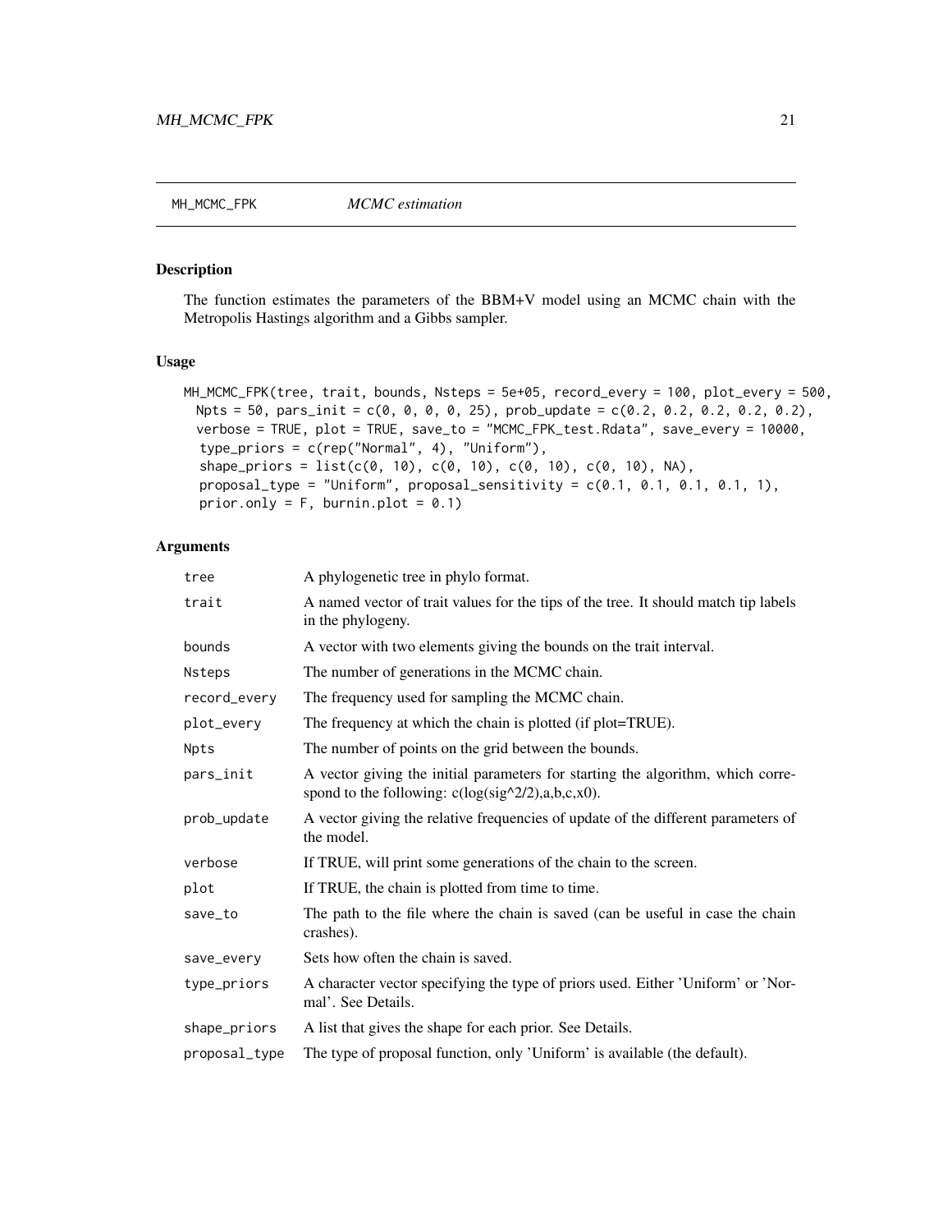MH_MCMC_FPK *MCMC estimation*

### Description

The function estimates the parameters of the BBM+V model using an MCMC chain with the Metropolis Hastings algorithm and a Gibbs sampler.

### Usage

```
MH_MCMC_FPK(tree, trait, bounds, Nsteps = 5e+05, record_every = 100, plot_every = 500,
  Npts = 50, pars_init = c(0, 0, 0, 0, 25), prob_update = c(0.2, 0.2, 0.2, 0.2, 0.2),
  verbose = TRUE, plot = TRUE, save_to = "MCMC_FPK_test.Rdata", save_every = 10000,
   type_priors = c(rep("Normal", 4), "Uniform"),
   shape_priors = list(c(0, 10), c(0, 10), c(0, 10), c(0, 10), NA),
   proposal_type = "Uniform", proposal_sensitivity = c(0.1, 0.1, 0.1, 0.1, 1),
   prior.only = F, burnin.plot = 0.1)
```

### Arguments

| | |
|---|---|
| `tree` | A phylogenetic tree in phylo format. |
| `trait` | A named vector of trait values for the tips of the tree. It should match tip labels in the phylogeny. |
| `bounds` | A vector with two elements giving the bounds on the trait interval. |
| `Nsteps` | The number of generations in the MCMC chain. |
| `record_every` | The frequency used for sampling the MCMC chain. |
| `plot_every` | The frequency at which the chain is plotted (if plot=TRUE). |
| `Npts` | The number of points on the grid between the bounds. |
| `pars_init` | A vector giving the initial parameters for starting the algorithm, which correspond to the following: c(log(sig^2/2),a,b,c,x0). |
| `prob_update` | A vector giving the relative frequencies of update of the different parameters of the model. |
| `verbose` | If TRUE, will print some generations of the chain to the screen. |
| `plot` | If TRUE, the chain is plotted from time to time. |
| `save_to` | The path to the file where the chain is saved (can be useful in case the chain crashes). |
| `save_every` | Sets how often the chain is saved. |
| `type_priors` | A character vector specifying the type of priors used. Either 'Uniform' or 'Normal'. See Details. |
| `shape_priors` | A list that gives the shape for each prior. See Details. |
| `proposal_type` | The type of proposal function, only 'Uniform' is available (the default). |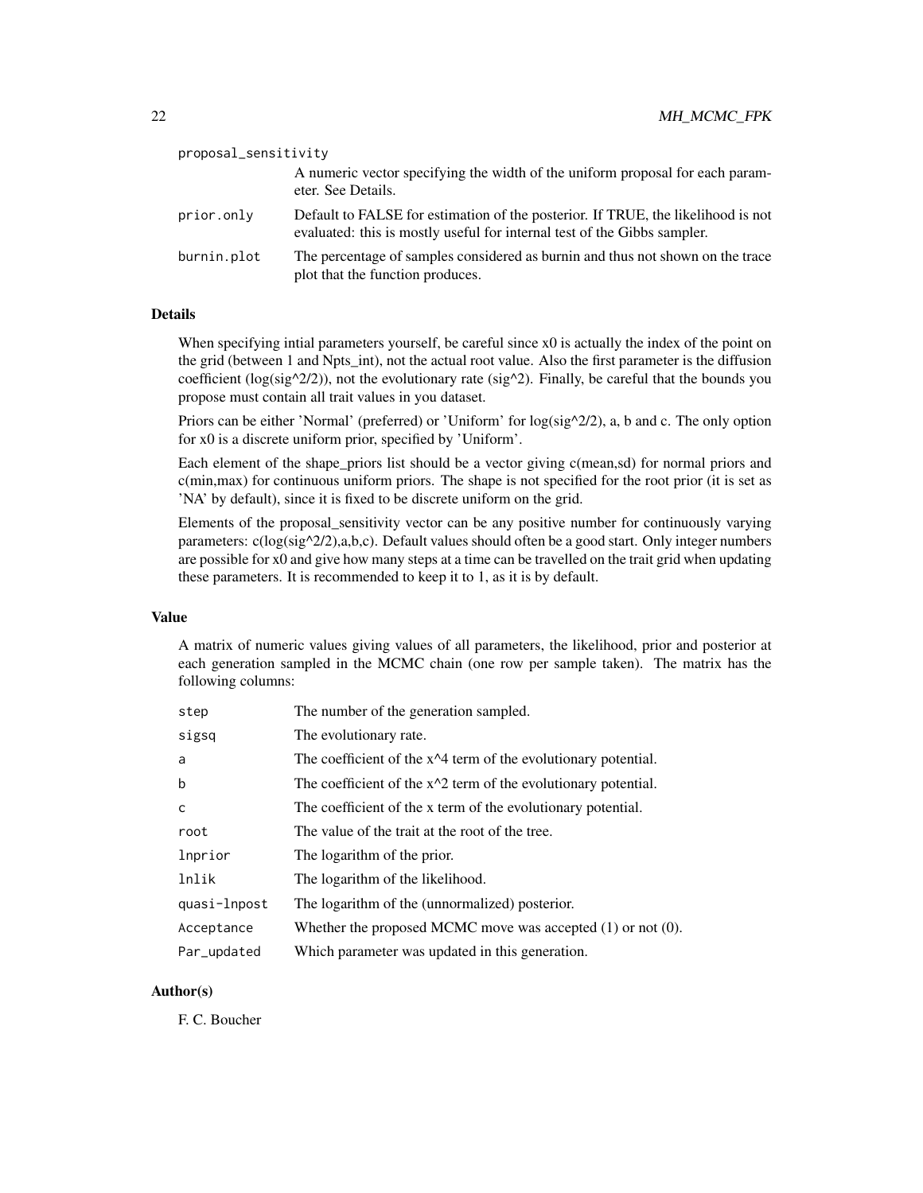| | |
|---|---|
| proposal_sensitivity | A numeric vector specifying the width of the uniform proposal for each parameter. See Details. |
| prior.only | Default to FALSE for estimation of the posterior. If TRUE, the likelihood is not evaluated: this is mostly useful for internal test of the Gibbs sampler. |
| burnin.plot | The percentage of samples considered as burnin and thus not shown on the trace plot that the function produces. |

### Details

When specifying intial parameters yourself, be careful since x0 is actually the index of the point on the grid (between 1 and Npts_int), not the actual root value. Also the first parameter is the diffusion coefficient (log(sig^2/2)), not the evolutionary rate (sig^2). Finally, be careful that the bounds you propose must contain all trait values in you dataset.

Priors can be either 'Normal' (preferred) or 'Uniform' for log(sig^2/2), a, b and c. The only option for x0 is a discrete uniform prior, specified by 'Uniform'.

Each element of the shape_priors list should be a vector giving c(mean,sd) for normal priors and c(min,max) for continuous uniform priors. The shape is not specified for the root prior (it is set as 'NA' by default), since it is fixed to be discrete uniform on the grid.

Elements of the proposal_sensitivity vector can be any positive number for continuously varying parameters: c(log(sig^2/2),a,b,c). Default values should often be a good start. Only integer numbers are possible for x0 and give how many steps at a time can be travelled on the trait grid when updating these parameters. It is recommended to keep it to 1, as it is by default.

### Value

A matrix of numeric values giving values of all parameters, the likelihood, prior and posterior at each generation sampled in the MCMC chain (one row per sample taken). The matrix has the following columns:

| | |
|---|---|
| step | The number of the generation sampled. |
| sigsq | The evolutionary rate. |
| a | The coefficient of the x^4 term of the evolutionary potential. |
| b | The coefficient of the x^2 term of the evolutionary potential. |
| c | The coefficient of the x term of the evolutionary potential. |
| root | The value of the trait at the root of the tree. |
| lnprior | The logarithm of the prior. |
| lnlik | The logarithm of the likelihood. |
| quasi-lnpost | The logarithm of the (unnormalized) posterior. |
| Acceptance | Whether the proposed MCMC move was accepted (1) or not (0). |
| Par_updated | Which parameter was updated in this generation. |

### Author(s)

F. C. Boucher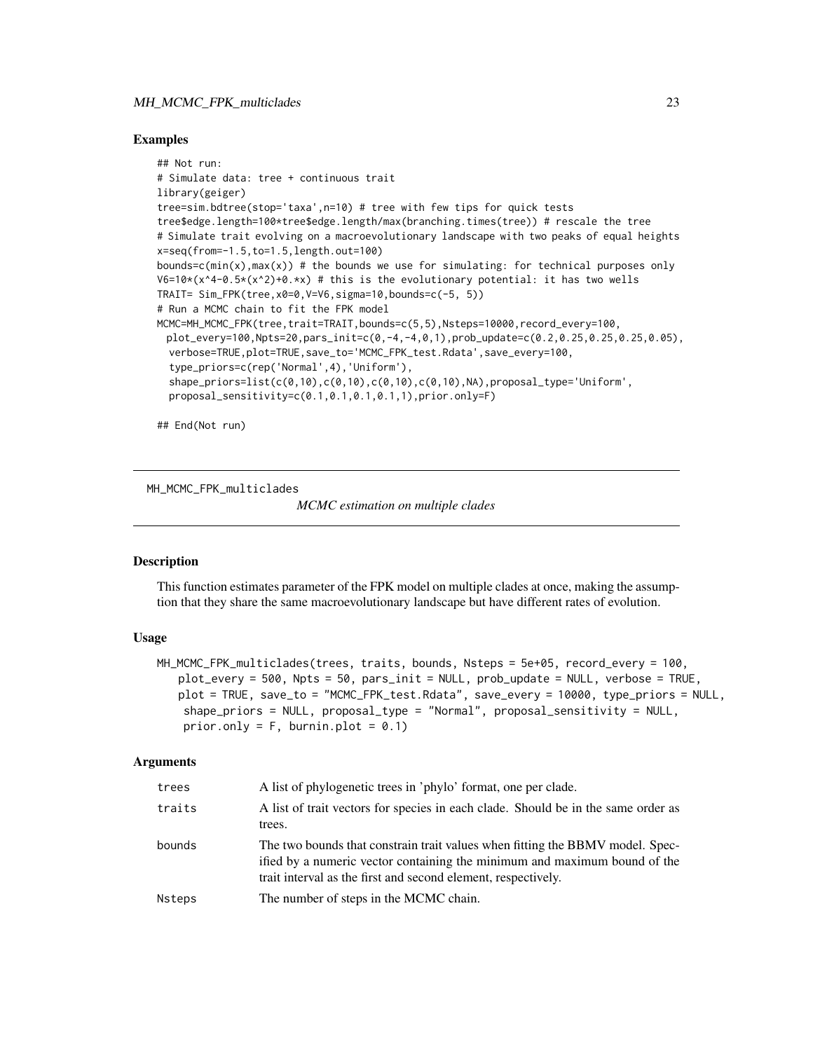### Examples

```
## Not run:
# Simulate data: tree + continuous trait
library(geiger)
tree=sim.bdtree(stop='taxa',n=10) # tree with few tips for quick tests
tree$edge.length=100*tree$edge.length/max(branching.times(tree)) # rescale the tree
# Simulate trait evolving on a macroevolutionary landscape with two peaks of equal heights
x=seq(from=-1.5,to=1.5,length.out=100)
bounds=c(min(x),max(x)) # the bounds we use for simulating: for technical purposes only
V6=10*(x^4-0.5*(x^2)+0.*x) # this is the evolutionary potential: it has two wells
TRAIT= Sim_FPK(tree,x0=0,V=V6,sigma=10,bounds=c(-5, 5))
# Run a MCMC chain to fit the FPK model
MCMC=MH_MCMC_FPK(tree,trait=TRAIT,bounds=c(5,5),Nsteps=10000,record_every=100,
  plot_every=100,Npts=20,pars_init=c(0,-4,-4,0,1),prob_update=c(0.2,0.25,0.25,0.25,0.05),
  verbose=TRUE,plot=TRUE,save_to='MCMC_FPK_test.Rdata',save_every=100,
  type_priors=c(rep('Normal',4),'Uniform'),
  shape_priors=list(c(0,10),c(0,10),c(0,10),c(0,10),NA),proposal_type='Uniform',
  proposal_sensitivity=c(0.1,0.1,0.1,0.1,1),prior.only=F)

## End(Not run)
```

---

## MH_MCMC_FPK_multiclades

*MCMC estimation on multiple clades*

### Description

This function estimates parameter of the FPK model on multiple clades at once, making the assumption that they share the same macroevolutionary landscape but have different rates of evolution.

### Usage

```
MH_MCMC_FPK_multiclades(trees, traits, bounds, Nsteps = 5e+05, record_every = 100,
   plot_every = 500, Npts = 50, pars_init = NULL, prob_update = NULL, verbose = TRUE,
   plot = TRUE, save_to = "MCMC_FPK_test.Rdata", save_every = 10000, type_priors = NULL,
    shape_priors = NULL, proposal_type = "Normal", proposal_sensitivity = NULL,
    prior.only = F, burnin.plot = 0.1)
```

### Arguments

| | |
|---|---|
| trees | A list of phylogenetic trees in 'phylo' format, one per clade. |
| traits | A list of trait vectors for species in each clade. Should be in the same order as trees. |
| bounds | The two bounds that constrain trait values when fitting the BBMV model. Specified by a numeric vector containing the minimum and maximum bound of the trait interval as the first and second element, respectively. |
| Nsteps | The number of steps in the MCMC chain. |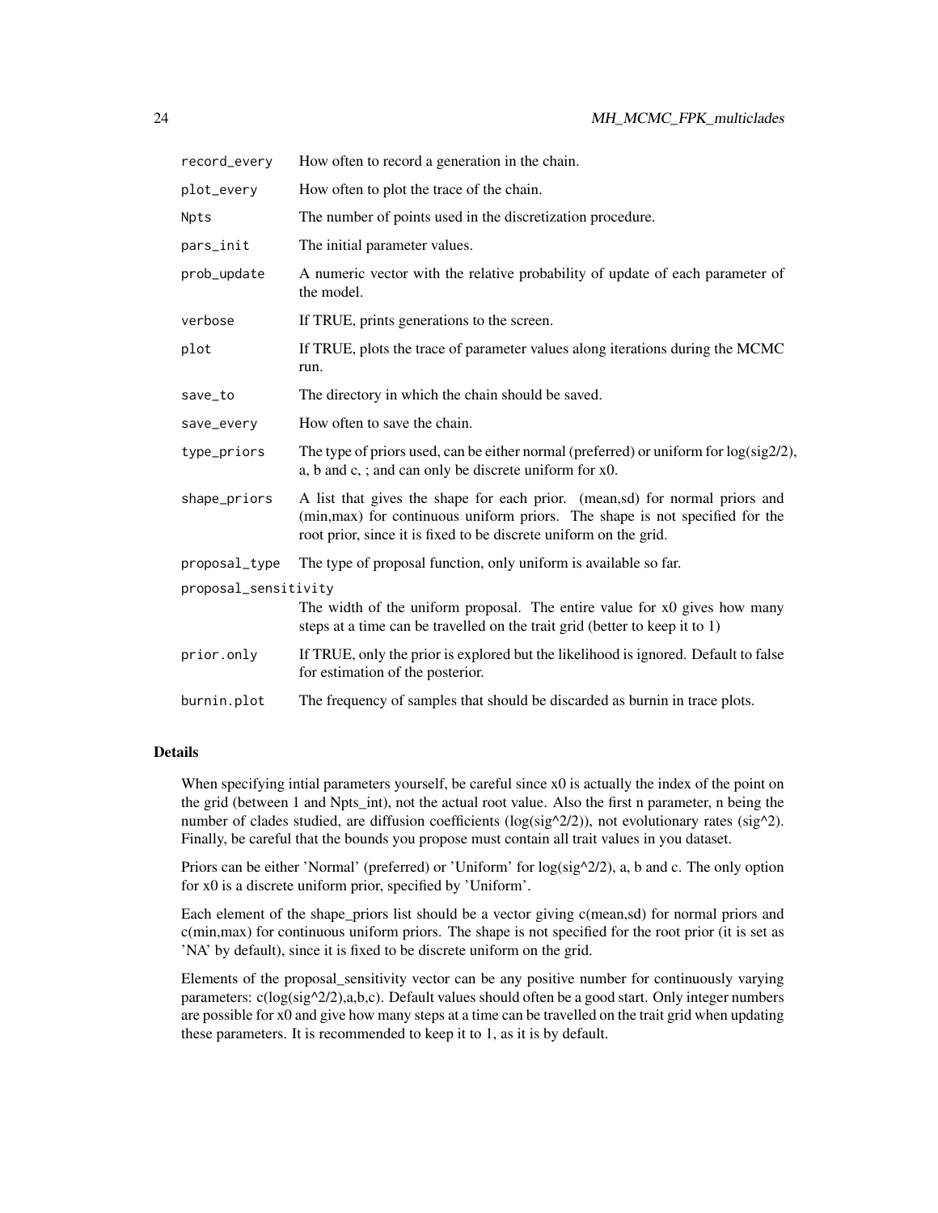| | |
|---|---|
| `record_every` | How often to record a generation in the chain. |
| `plot_every` | How often to plot the trace of the chain. |
| `Npts` | The number of points used in the discretization procedure. |
| `pars_init` | The initial parameter values. |
| `prob_update` | A numeric vector with the relative probability of update of each parameter of the model. |
| `verbose` | If TRUE, prints generations to the screen. |
| `plot` | If TRUE, plots the trace of parameter values along iterations during the MCMC run. |
| `save_to` | The directory in which the chain should be saved. |
| `save_every` | How often to save the chain. |
| `type_priors` | The type of priors used, can be either normal (preferred) or uniform for log(sig2/2), a, b and c, ; and can only be discrete uniform for x0. |
| `shape_priors` | A list that gives the shape for each prior. (mean,sd) for normal priors and (min,max) for continuous uniform priors. The shape is not specified for the root prior, since it is fixed to be discrete uniform on the grid. |
| `proposal_type` | The type of proposal function, only uniform is available so far. |
| `proposal_sensitivity` | The width of the uniform proposal. The entire value for x0 gives how many steps at a time can be travelled on the trait grid (better to keep it to 1) |
| `prior.only` | If TRUE, only the prior is explored but the likelihood is ignored. Default to false for estimation of the posterior. |
| `burnin.plot` | The frequency of samples that should be discarded as burnin in trace plots. |

## Details

When specifying intial parameters yourself, be careful since x0 is actually the index of the point on the grid (between 1 and Npts_int), not the actual root value. Also the first n parameter, n being the number of clades studied, are diffusion coefficients (log(sig^2/2)), not evolutionary rates (sig^2). Finally, be careful that the bounds you propose must contain all trait values in you dataset.

Priors can be either 'Normal' (preferred) or 'Uniform' for log(sig^2/2), a, b and c. The only option for x0 is a discrete uniform prior, specified by 'Uniform'.

Each element of the shape_priors list should be a vector giving c(mean,sd) for normal priors and c(min,max) for continuous uniform priors. The shape is not specified for the root prior (it is set as 'NA' by default), since it is fixed to be discrete uniform on the grid.

Elements of the proposal_sensitivity vector can be any positive number for continuously varying parameters: c(log(sig^2/2),a,b,c). Default values should often be a good start. Only integer numbers are possible for x0 and give how many steps at a time can be travelled on the trait grid when updating these parameters. It is recommended to keep it to 1, as it is by default.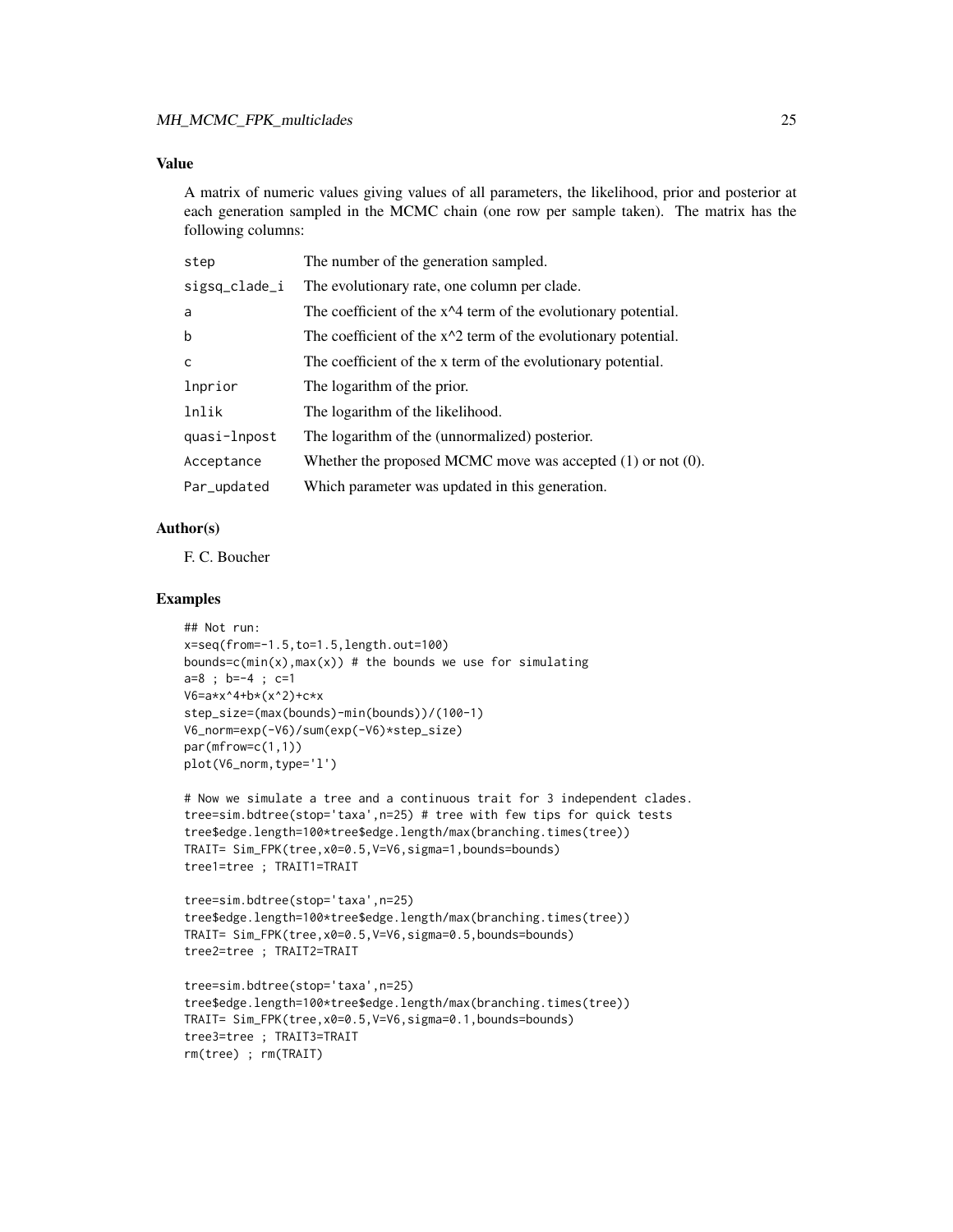## Value

A matrix of numeric values giving values of all parameters, the likelihood, prior and posterior at each generation sampled in the MCMC chain (one row per sample taken). The matrix has the following columns:

| | |
|---|---|
| step | The number of the generation sampled. |
| sigsq_clade_i | The evolutionary rate, one column per clade. |
| a | The coefficient of the x^4 term of the evolutionary potential. |
| b | The coefficient of the x^2 term of the evolutionary potential. |
| c | The coefficient of the x term of the evolutionary potential. |
| lnprior | The logarithm of the prior. |
| lnlik | The logarithm of the likelihood. |
| quasi-lnpost | The logarithm of the (unnormalized) posterior. |
| Acceptance | Whether the proposed MCMC move was accepted (1) or not (0). |
| Par_updated | Which parameter was updated in this generation. |

## Author(s)

F. C. Boucher

## Examples

```
## Not run:
x=seq(from=-1.5,to=1.5,length.out=100)
bounds=c(min(x),max(x)) # the bounds we use for simulating
a=8 ; b=-4 ; c=1
V6=a*x^4+b*(x^2)+c*x
step_size=(max(bounds)-min(bounds))/(100-1)
V6_norm=exp(-V6)/sum(exp(-V6)*step_size)
par(mfrow=c(1,1))
plot(V6_norm,type='l')

# Now we simulate a tree and a continuous trait for 3 independent clades.
tree=sim.bdtree(stop='taxa',n=25) # tree with few tips for quick tests
tree$edge.length=100*tree$edge.length/max(branching.times(tree))
TRAIT= Sim_FPK(tree,x0=0.5,V=V6,sigma=1,bounds=bounds)
tree1=tree ; TRAIT1=TRAIT

tree=sim.bdtree(stop='taxa',n=25)
tree$edge.length=100*tree$edge.length/max(branching.times(tree))
TRAIT= Sim_FPK(tree,x0=0.5,V=V6,sigma=0.5,bounds=bounds)
tree2=tree ; TRAIT2=TRAIT

tree=sim.bdtree(stop='taxa',n=25)
tree$edge.length=100*tree$edge.length/max(branching.times(tree))
TRAIT= Sim_FPK(tree,x0=0.5,V=V6,sigma=0.1,bounds=bounds)
tree3=tree ; TRAIT3=TRAIT
rm(tree) ; rm(TRAIT)
```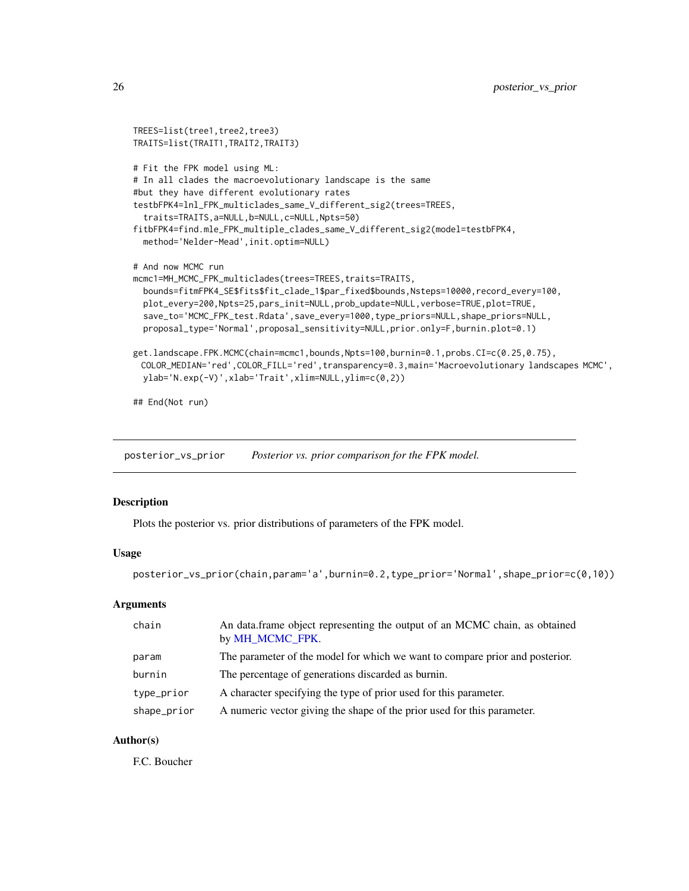```
TREES=list(tree1,tree2,tree3)
TRAITS=list(TRAIT1,TRAIT2,TRAIT3)

# Fit the FPK model using ML:
# In all clades the macroevolutionary landscape is the same
#but they have different evolutionary rates
testbFPK4=lnl_FPK_multiclades_same_V_different_sig2(trees=TREES,
  traits=TRAITS,a=NULL,b=NULL,c=NULL,Npts=50)
fitbFPK4=find.mle_FPK_multiple_clades_same_V_different_sig2(model=testbFPK4,
  method='Nelder-Mead',init.optim=NULL)

# And now MCMC run
mcmc1=MH_MCMC_FPK_multiclades(trees=TREES,traits=TRAITS,
  bounds=fitmFPK4_SE$fits$fit_clade_1$par_fixed$bounds,Nsteps=10000,record_every=100,
  plot_every=200,Npts=25,pars_init=NULL,prob_update=NULL,verbose=TRUE,plot=TRUE,
  save_to='MCMC_FPK_test.Rdata',save_every=1000,type_priors=NULL,shape_priors=NULL,
  proposal_type='Normal',proposal_sensitivity=NULL,prior.only=F,burnin.plot=0.1)

get.landscape.FPK.MCMC(chain=mcmc1,bounds,Npts=100,burnin=0.1,probs.CI=c(0.25,0.75),
 COLOR_MEDIAN='red',COLOR_FILL='red',transparency=0.3,main='Macroevolutionary landscapes MCMC',
  ylab='N.exp(-V)',xlab='Trait',xlim=NULL,ylim=c(0,2))

## End(Not run)
```

## posterior_vs_prior    *Posterior vs. prior comparison for the FPK model.*

### Description

Plots the posterior vs. prior distributions of parameters of the FPK model.

### Usage

```
posterior_vs_prior(chain,param='a',burnin=0.2,type_prior='Normal',shape_prior=c(0,10))
```

### Arguments

| | |
|---|---|
| chain | An data.frame object representing the output of an MCMC chain, as obtained by MH_MCMC_FPK. |
| param | The parameter of the model for which we want to compare prior and posterior. |
| burnin | The percentage of generations discarded as burnin. |
| type_prior | A character specifying the type of prior used for this parameter. |
| shape_prior | A numeric vector giving the shape of the prior used for this parameter. |

### Author(s)

F.C. Boucher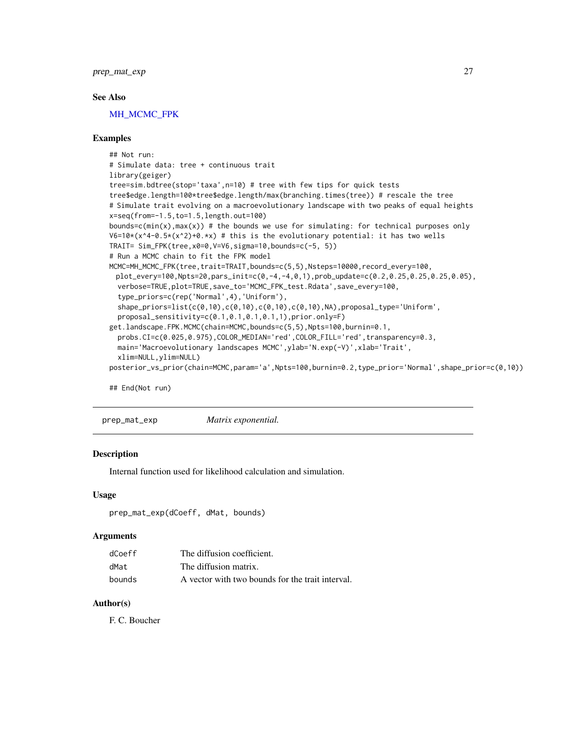### See Also

MH_MCMC_FPK

### Examples

```
## Not run:
# Simulate data: tree + continuous trait
library(geiger)
tree=sim.bdtree(stop='taxa',n=10) # tree with few tips for quick tests
tree$edge.length=100*tree$edge.length/max(branching.times(tree)) # rescale the tree
# Simulate trait evolving on a macroevolutionary landscape with two peaks of equal heights
x=seq(from=-1.5,to=1.5,length.out=100)
bounds=c(min(x),max(x)) # the bounds we use for simulating: for technical purposes only
V6=10*(x^4-0.5*(x^2)+0.*x) # this is the evolutionary potential: it has two wells
TRAIT= Sim_FPK(tree,x0=0,V=V6,sigma=10,bounds=c(-5, 5))
# Run a MCMC chain to fit the FPK model
MCMC=MH_MCMC_FPK(tree,trait=TRAIT,bounds=c(5,5),Nsteps=10000,record_every=100,
 plot_every=100,Npts=20,pars_init=c(0,-4,-4,0,1),prob_update=c(0.2,0.25,0.25,0.25,0.05),
  verbose=TRUE,plot=TRUE,save_to='MCMC_FPK_test.Rdata',save_every=100,
  type_priors=c(rep('Normal',4),'Uniform'),
  shape_priors=list(c(0,10),c(0,10),c(0,10),c(0,10),NA),proposal_type='Uniform',
  proposal_sensitivity=c(0.1,0.1,0.1,0.1,1),prior.only=F)
get.landscape.FPK.MCMC(chain=MCMC,bounds=c(5,5),Npts=100,burnin=0.1,
  probs.CI=c(0.025,0.975),COLOR_MEDIAN='red',COLOR_FILL='red',transparency=0.3,
  main='Macroevolutionary landscapes MCMC',ylab='N.exp(-V)',xlab='Trait',
  xlim=NULL,ylim=NULL)
posterior_vs_prior(chain=MCMC,param='a',Npts=100,burnin=0.2,type_prior='Normal',shape_prior=c(0,10))

## End(Not run)
```

---

## prep_mat_exp *Matrix exponential.*

### Description

Internal function used for likelihood calculation and simulation.

### Usage

```
prep_mat_exp(dCoeff, dMat, bounds)
```

### Arguments

| | |
|---|---|
| dCoeff | The diffusion coefficient. |
| dMat | The diffusion matrix. |
| bounds | A vector with two bounds for the trait interval. |

### Author(s)

F. C. Boucher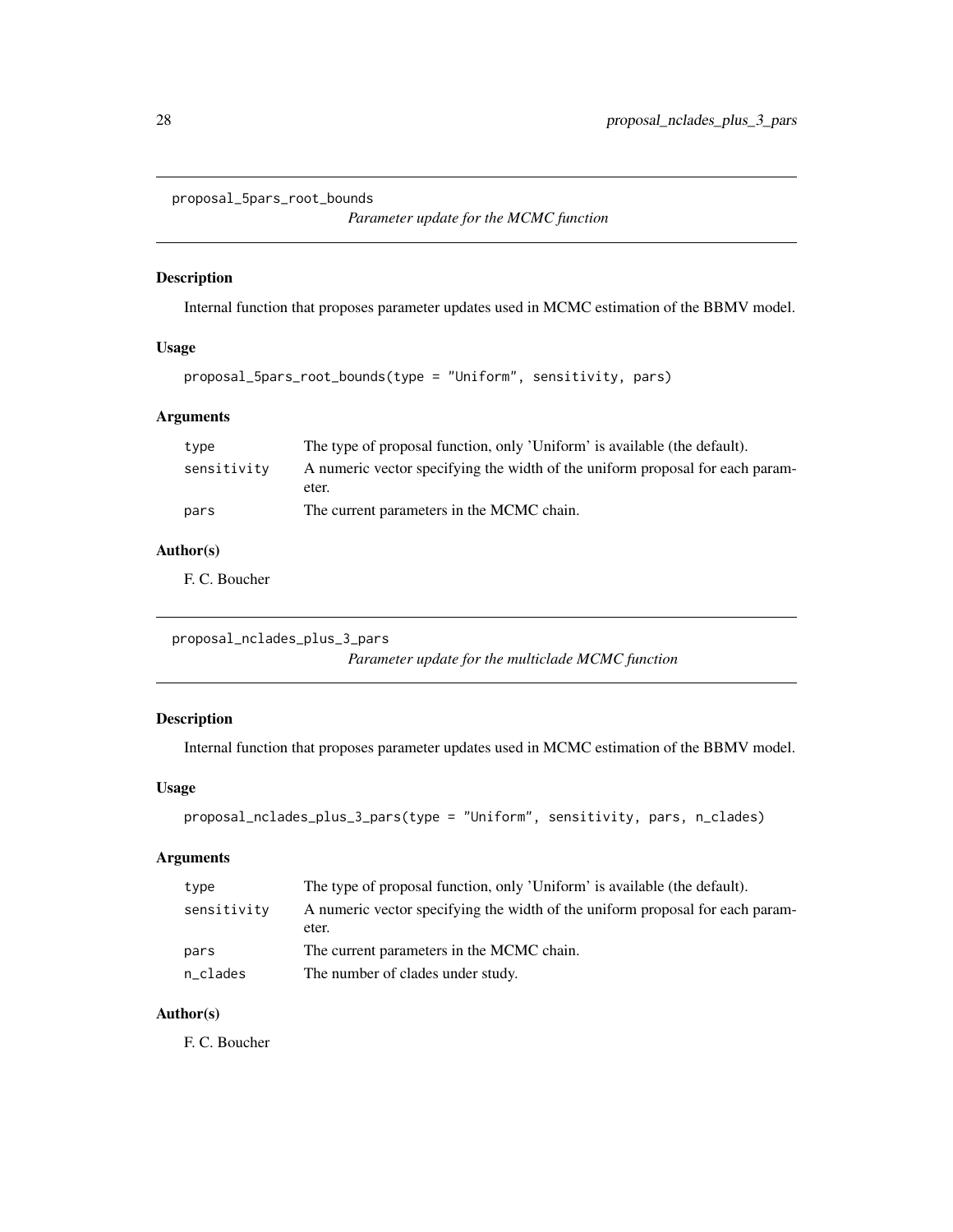## proposal_5pars_root_bounds

*Parameter update for the MCMC function*

### Description

Internal function that proposes parameter updates used in MCMC estimation of the BBMV model.

### Usage

```
proposal_5pars_root_bounds(type = "Uniform", sensitivity, pars)
```

### Arguments

| | |
|---|---|
| type | The type of proposal function, only 'Uniform' is available (the default). |
| sensitivity | A numeric vector specifying the width of the uniform proposal for each parameter. |
| pars | The current parameters in the MCMC chain. |

### Author(s)

F. C. Boucher

## proposal_nclades_plus_3_pars

*Parameter update for the multiclade MCMC function*

### Description

Internal function that proposes parameter updates used in MCMC estimation of the BBMV model.

### Usage

```
proposal_nclades_plus_3_pars(type = "Uniform", sensitivity, pars, n_clades)
```

### Arguments

| | |
|---|---|
| type | The type of proposal function, only 'Uniform' is available (the default). |
| sensitivity | A numeric vector specifying the width of the uniform proposal for each parameter. |
| pars | The current parameters in the MCMC chain. |
| n_clades | The number of clades under study. |

### Author(s)

F. C. Boucher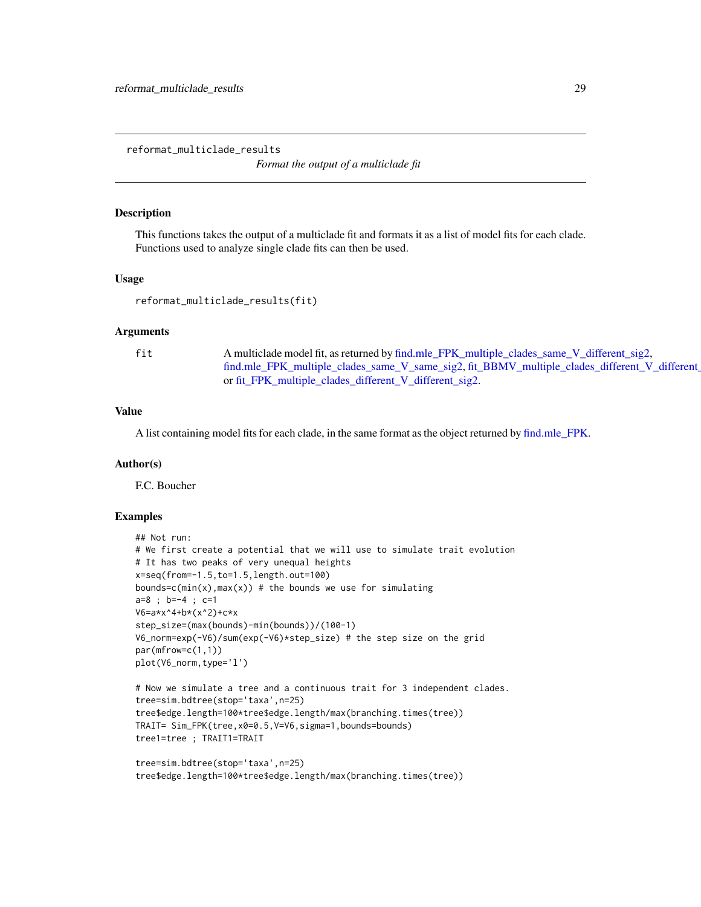## reformat_multiclade_results

*Format the output of a multiclade fit*

### Description

This functions takes the output of a multiclade fit and formats it as a list of model fits for each clade. Functions used to analyze single clade fits can then be used.

### Usage

```
reformat_multiclade_results(fit)
```

### Arguments

| | |
|---|---|
| fit | A multiclade model fit, as returned by find.mle_FPK_multiple_clades_same_V_different_sig2, find.mle_FPK_multiple_clades_same_V_same_sig2, fit_BBMV_multiple_clades_different_V_different_ or fit_FPK_multiple_clades_different_V_different_sig2. |

### Value

A list containing model fits for each clade, in the same format as the object returned by find.mle_FPK.

### Author(s)

F.C. Boucher

### Examples

```
## Not run:
# We first create a potential that we will use to simulate trait evolution
# It has two peaks of very unequal heights
x=seq(from=-1.5,to=1.5,length.out=100)
bounds=c(min(x),max(x)) # the bounds we use for simulating
a=8 ; b=-4 ; c=1
V6=a*x^4+b*(x^2)+c*x
step_size=(max(bounds)-min(bounds))/(100-1)
V6_norm=exp(-V6)/sum(exp(-V6)*step_size) # the step size on the grid
par(mfrow=c(1,1))
plot(V6_norm,type='l')

# Now we simulate a tree and a continuous trait for 3 independent clades.
tree=sim.bdtree(stop='taxa',n=25)
tree$edge.length=100*tree$edge.length/max(branching.times(tree))
TRAIT= Sim_FPK(tree,x0=0.5,V=V6,sigma=1,bounds=bounds)
tree1=tree ; TRAIT1=TRAIT

tree=sim.bdtree(stop='taxa',n=25)
tree$edge.length=100*tree$edge.length/max(branching.times(tree))
```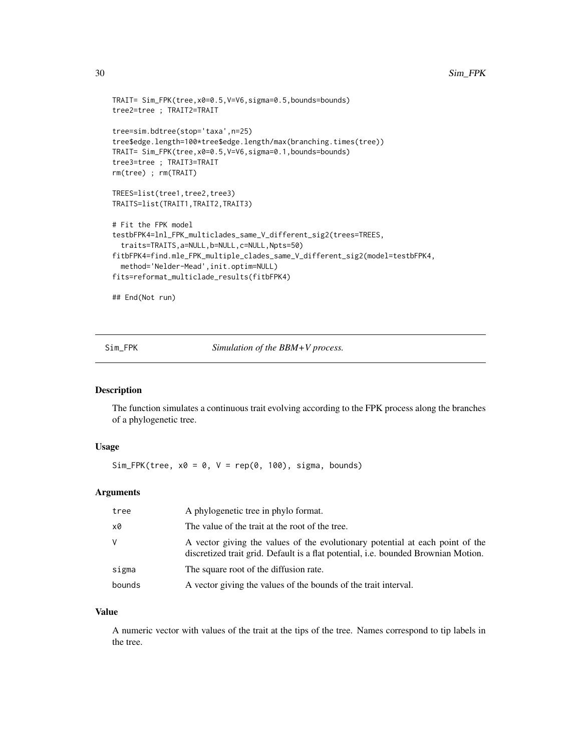```
TRAIT= Sim_FPK(tree,x0=0.5,V=V6,sigma=0.5,bounds=bounds)
tree2=tree ; TRAIT2=TRAIT

tree=sim.bdtree(stop='taxa',n=25)
tree$edge.length=100*tree$edge.length/max(branching.times(tree))
TRAIT= Sim_FPK(tree,x0=0.5,V=V6,sigma=0.1,bounds=bounds)
tree3=tree ; TRAIT3=TRAIT
rm(tree) ; rm(TRAIT)

TREES=list(tree1,tree2,tree3)
TRAITS=list(TRAIT1,TRAIT2,TRAIT3)

# Fit the FPK model
testbFPK4=lnl_FPK_multiclades_same_V_different_sig2(trees=TREES,
  traits=TRAITS,a=NULL,b=NULL,c=NULL,Npts=50)
fitbFPK4=find.mle_FPK_multiple_clades_same_V_different_sig2(model=testbFPK4,
  method='Nelder-Mead',init.optim=NULL)
fits=reformat_multiclade_results(fitbFPK4)

## End(Not run)
```

---

## Sim_FPK — *Simulation of the BBM+V process.*

### Description

The function simulates a continuous trait evolving according to the FPK process along the branches of a phylogenetic tree.

### Usage

```
Sim_FPK(tree, x0 = 0, V = rep(0, 100), sigma, bounds)
```

### Arguments

| Argument | Description |
|---|---|
| tree | A phylogenetic tree in phylo format. |
| x0 | The value of the trait at the root of the tree. |
| V | A vector giving the values of the evolutionary potential at each point of the discretized trait grid. Default is a flat potential, i.e. bounded Brownian Motion. |
| sigma | The square root of the diffusion rate. |
| bounds | A vector giving the values of the bounds of the trait interval. |

### Value

A numeric vector with values of the trait at the tips of the tree. Names correspond to tip labels in the tree.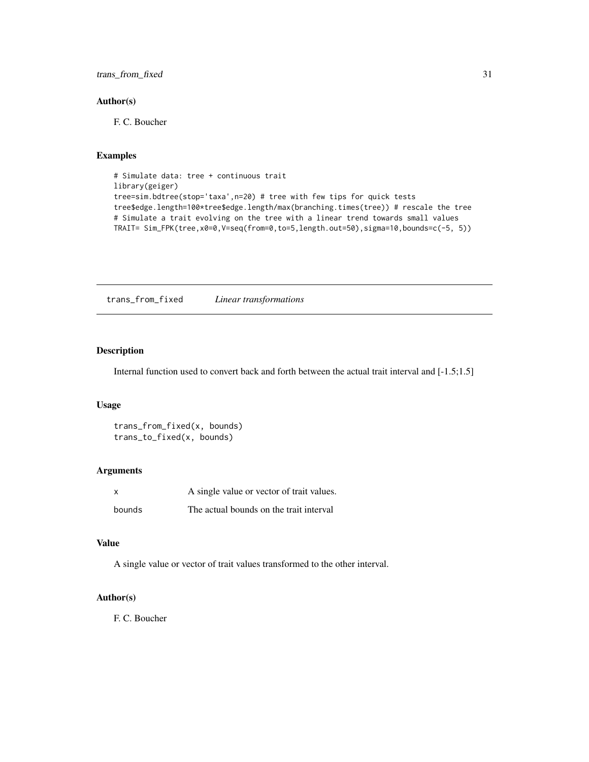### Author(s)

F. C. Boucher

### Examples

```
# Simulate data: tree + continuous trait
library(geiger)
tree=sim.bdtree(stop='taxa',n=20) # tree with few tips for quick tests
tree$edge.length=100*tree$edge.length/max(branching.times(tree)) # rescale the tree
# Simulate a trait evolving on the tree with a linear trend towards small values
TRAIT= Sim_FPK(tree,x0=0,V=seq(from=0,to=5,length.out=50),sigma=10,bounds=c(-5, 5))
```

---

## trans_from_fixed    *Linear transformations*

---

### Description

Internal function used to convert back and forth between the actual trait interval and [-1.5;1.5]

### Usage

```
trans_from_fixed(x, bounds)
trans_to_fixed(x, bounds)
```

### Arguments

| | |
|---|---|
| x | A single value or vector of trait values. |
| bounds | The actual bounds on the trait interval |

### Value

A single value or vector of trait values transformed to the other interval.

### Author(s)

F. C. Boucher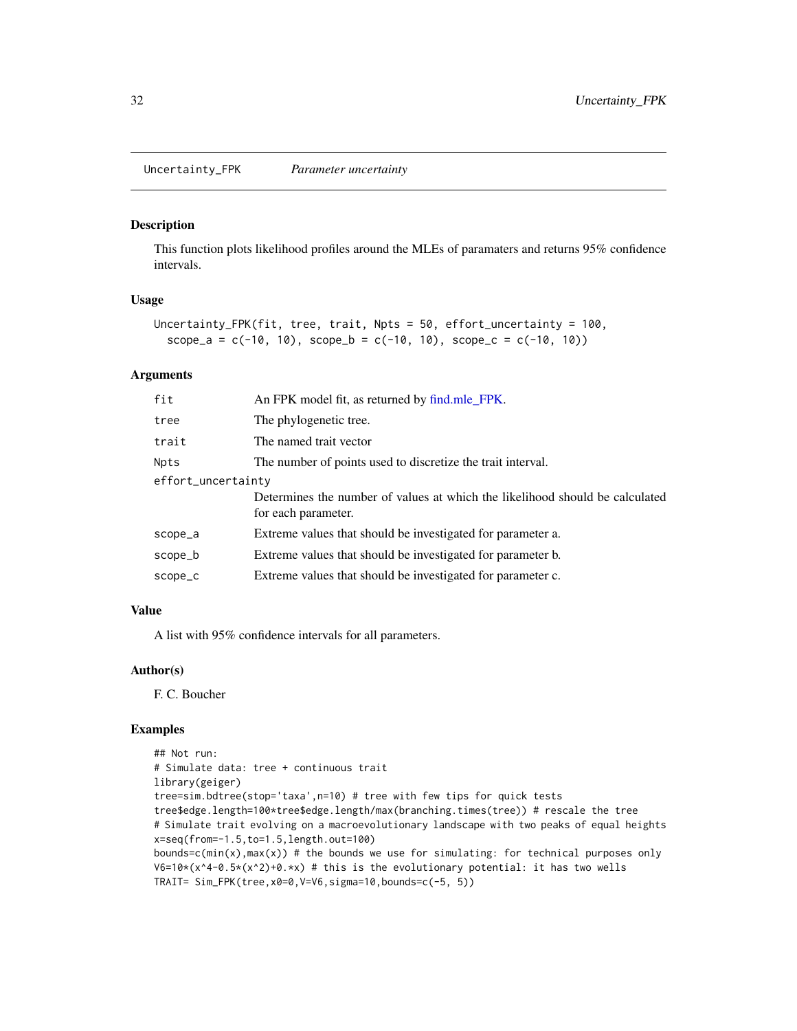## Uncertainty_FPK *Parameter uncertainty*

### Description

This function plots likelihood profiles around the MLEs of paramaters and returns 95% confidence intervals.

### Usage

```
Uncertainty_FPK(fit, tree, trait, Npts = 50, effort_uncertainty = 100,
  scope_a = c(-10, 10), scope_b = c(-10, 10), scope_c = c(-10, 10))
```

### Arguments

| | |
|---|---|
| `fit` | An FPK model fit, as returned by find.mle_FPK. |
| `tree` | The phylogenetic tree. |
| `trait` | The named trait vector |
| `Npts` | The number of points used to discretize the trait interval. |
| `effort_uncertainty` | Determines the number of values at which the likelihood should be calculated for each parameter. |
| `scope_a` | Extreme values that should be investigated for parameter a. |
| `scope_b` | Extreme values that should be investigated for parameter b. |
| `scope_c` | Extreme values that should be investigated for parameter c. |

### Value

A list with 95% confidence intervals for all parameters.

### Author(s)

F. C. Boucher

### Examples

```
## Not run:
# Simulate data: tree + continuous trait
library(geiger)
tree=sim.bdtree(stop='taxa',n=10) # tree with few tips for quick tests
tree$edge.length=100*tree$edge.length/max(branching.times(tree)) # rescale the tree
# Simulate trait evolving on a macroevolutionary landscape with two peaks of equal heights
x=seq(from=-1.5,to=1.5,length.out=100)
bounds=c(min(x),max(x)) # the bounds we use for simulating: for technical purposes only
V6=10*(x^4-0.5*(x^2)+0.*x) # this is the evolutionary potential: it has two wells
TRAIT= Sim_FPK(tree,x0=0,V=V6,sigma=10,bounds=c(-5, 5))
```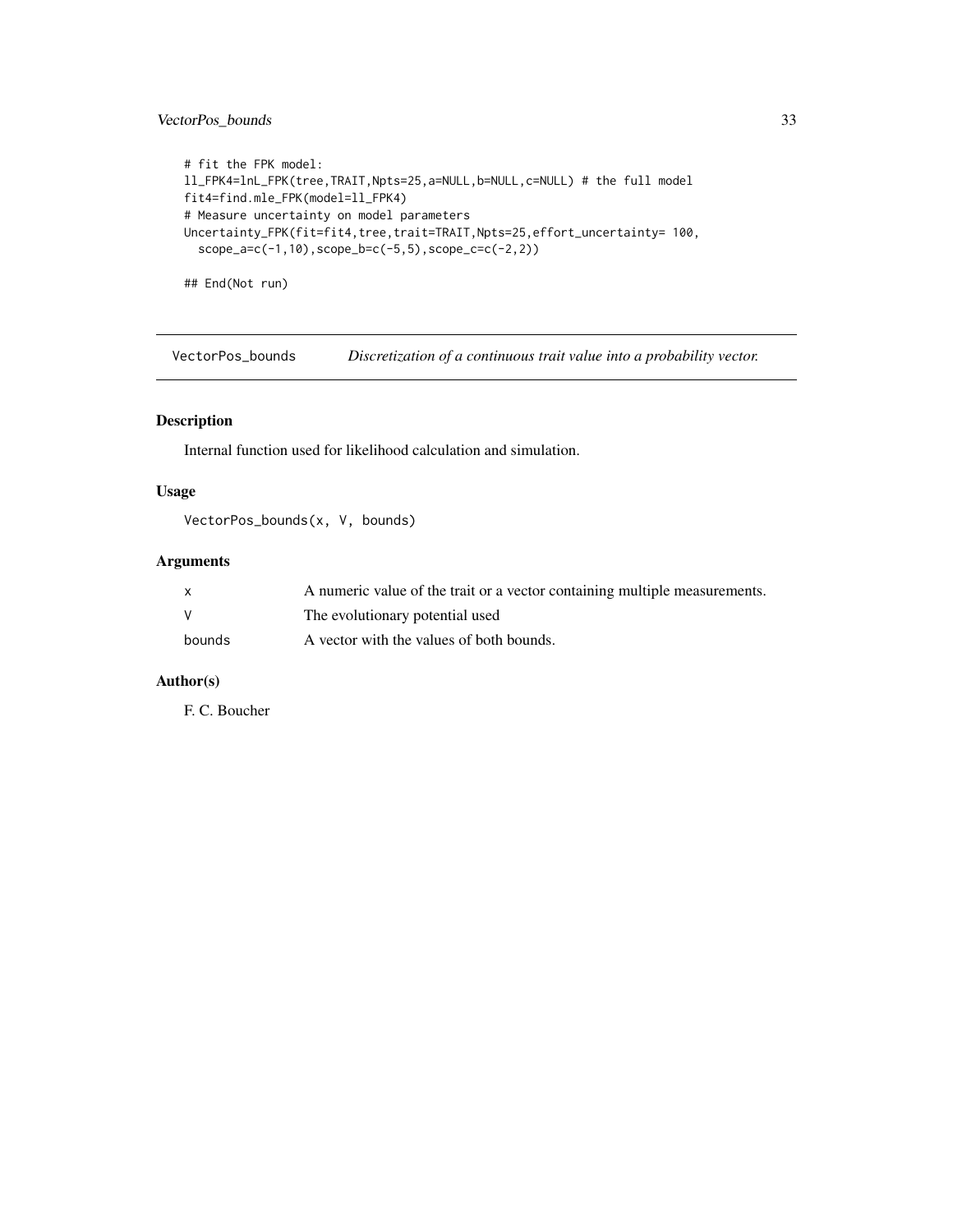```
# fit the FPK model:
ll_FPK4=lnL_FPK(tree,TRAIT,Npts=25,a=NULL,b=NULL,c=NULL) # the full model
fit4=find.mle_FPK(model=ll_FPK4)
# Measure uncertainty on model parameters
Uncertainty_FPK(fit=fit4,tree,trait=TRAIT,Npts=25,effort_uncertainty= 100,
  scope_a=c(-1,10),scope_b=c(-5,5),scope_c=c(-2,2))

## End(Not run)
```

---

## VectorPos_bounds — *Discretization of a continuous trait value into a probability vector.*

---

### Description

Internal function used for likelihood calculation and simulation.

### Usage

```
VectorPos_bounds(x, V, bounds)
```

### Arguments

| | |
|---|---|
| x | A numeric value of the trait or a vector containing multiple measurements. |
| V | The evolutionary potential used |
| bounds | A vector with the values of both bounds. |

### Author(s)

F. C. Boucher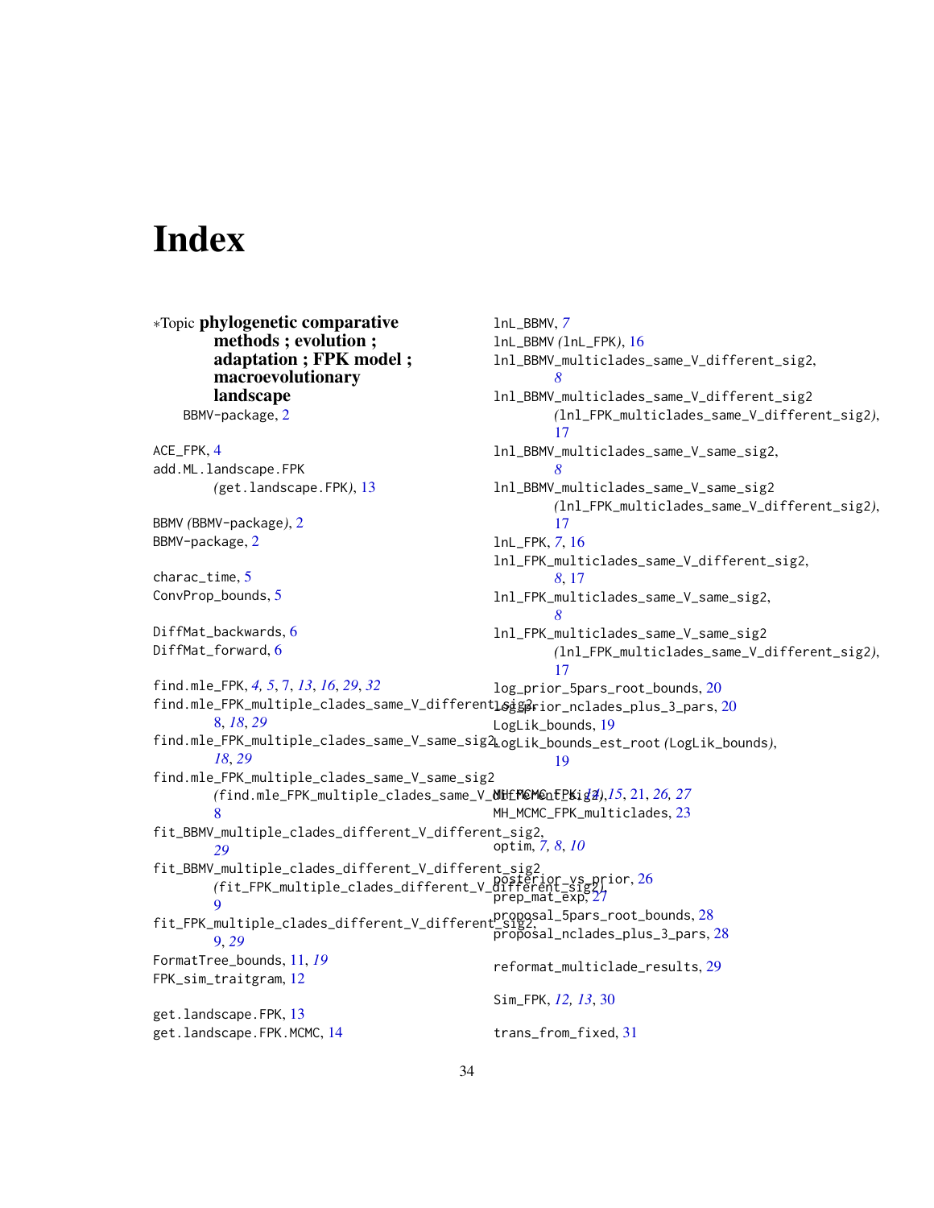# Index

*Topic **phylogenetic comparative methods ; evolution ; adaptation ; FPK model ; macroevolutionary landscape**
BBMV-package, 2

ACE_FPK, 4
add.ML.landscape.FPK (get.landscape.FPK), 13

BBMV (BBMV-package), 2
BBMV-package, 2

charac_time, 5
ConvProp_bounds, 5

DiffMat_backwards, 6
DiffMat_forward, 6

find.mle_FPK, *4, 5*, 7, *13*, *16*, *29*, *32*
find.mle_FPK_multiple_clades_same_V_different_sig2, 8, *18*, *29*
find.mle_FPK_multiple_clades_same_V_same_sig2, *18*, *29*
find.mle_FPK_multiple_clades_same_V_same_sig2 (find.mle_FPK_multiple_clades_same_V_different_sig2), 8
fit_BBMV_multiple_clades_different_V_different_sig2, *29*
fit_BBMV_multiple_clades_different_V_different_sig2 (fit_FPK_multiple_clades_different_V_different_sig2), 9
fit_FPK_multiple_clades_different_V_different_sig2, 9, *29*
FormatTree_bounds, 11, *19*
FPK_sim_traitgram, 12

get.landscape.FPK, 13
get.landscape.FPK.MCMC, 14

lnL_BBMV, *7*
lnL_BBMV (lnL_FPK), 16
lnl_BBMV_multiclades_same_V_different_sig2, *8*
lnl_BBMV_multiclades_same_V_different_sig2 (lnl_FPK_multiclades_same_V_different_sig2), 17
lnl_BBMV_multiclades_same_V_same_sig2, *8*
lnl_BBMV_multiclades_same_V_same_sig2 (lnl_FPK_multiclades_same_V_different_sig2), 17
lnL_FPK, *7*, 16
lnl_FPK_multiclades_same_V_different_sig2, *8*, 17
lnl_FPK_multiclades_same_V_same_sig2, *8*
lnl_FPK_multiclades_same_V_same_sig2 (lnl_FPK_multiclades_same_V_different_sig2), 17
log_prior_5pars_root_bounds, 20
log_prior_nclades_plus_3_pars, 20
LogLik_bounds, 19
LogLik_bounds_est_root (LogLik_bounds), 19

MH_MCMC_FPK, *14, 15*, 21, *26, 27*
MH_MCMC_FPK_multiclades, 23

optim, *7, 8, 10*

posterior_vs_prior, 26
prep_mat_exp, 27
proposal_5pars_root_bounds, 28
proposal_nclades_plus_3_pars, 28

reformat_multiclade_results, 29

Sim_FPK, *12, 13*, 30

trans_from_fixed, 31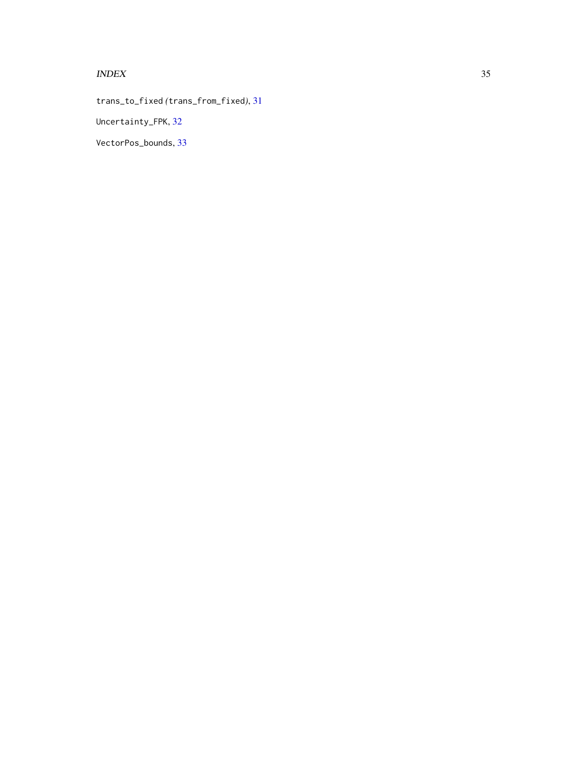trans_to_fixed (trans_from_fixed), 31

Uncertainty_FPK, 32

VectorPos_bounds, 33